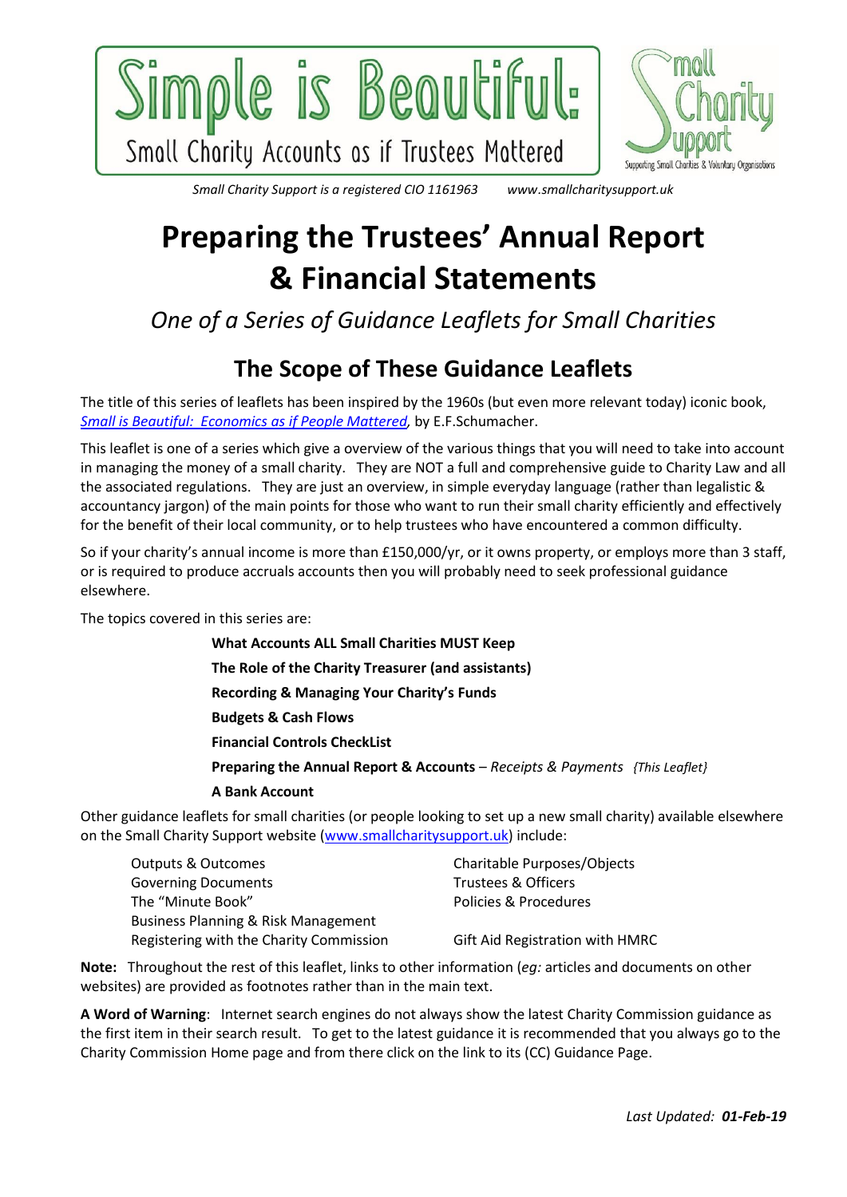# Simple is Beautiful:

Small Charity Accounts as if Trustees Mattered

Small Charity Support — Supporting Small Charities & Voluntary Organisations

*Small Charity Support is a registered CIO 1161963      www.smallcharitysupport.uk*

# Preparing the Trustees' Annual Report & Financial Statements

*One of a Series of Guidance Leaflets for Small Charities*

## The Scope of These Guidance Leaflets

The title of this series of leaflets has been inspired by the 1960s (but even more relevant today) iconic book, *Small is Beautiful: Economics as if People Mattered*, by E.F.Schumacher.

This leaflet is one of a series which give a overview of the various things that you will need to take into account in managing the money of a small charity. They are NOT a full and comprehensive guide to Charity Law and all the associated regulations. They are just an overview, in simple everyday language (rather than legalistic & accountancy jargon) of the main points for those who want to run their small charity efficiently and effectively for the benefit of their local community, or to help trustees who have encountered a common difficulty.

So if your charity's annual income is more than £150,000/yr, or it owns property, or employs more than 3 staff, or is required to produce accruals accounts then you will probably need to seek professional guidance elsewhere.

The topics covered in this series are:

- **What Accounts ALL Small Charities MUST Keep**
- **The Role of the Charity Treasurer (and assistants)**
- **Recording & Managing Your Charity's Funds**
- **Budgets & Cash Flows**
- **Financial Controls CheckList**
- **Preparing the Annual Report & Accounts** – *Receipts & Payments {This Leaflet}*
- **A Bank Account**

Other guidance leaflets for small charities (or people looking to set up a new small charity) available elsewhere on the Small Charity Support website (www.smallcharitysupport.uk) include:

- Outputs & Outcomes
- Governing Documents
- The "Minute Book"
- Business Planning & Risk Management
- Registering with the Charity Commission
- Charitable Purposes/Objects
- Trustees & Officers
- Policies & Procedures
- Gift Aid Registration with HMRC

**Note:** Throughout the rest of this leaflet, links to other information (*eg:* articles and documents on other websites) are provided as footnotes rather than in the main text.

**A Word of Warning**: Internet search engines do not always show the latest Charity Commission guidance as the first item in their search result. To get to the latest guidance it is recommended that you always go to the Charity Commission Home page and from there click on the link to its (CC) Guidance Page.

*Last Updated: **01-Feb-19***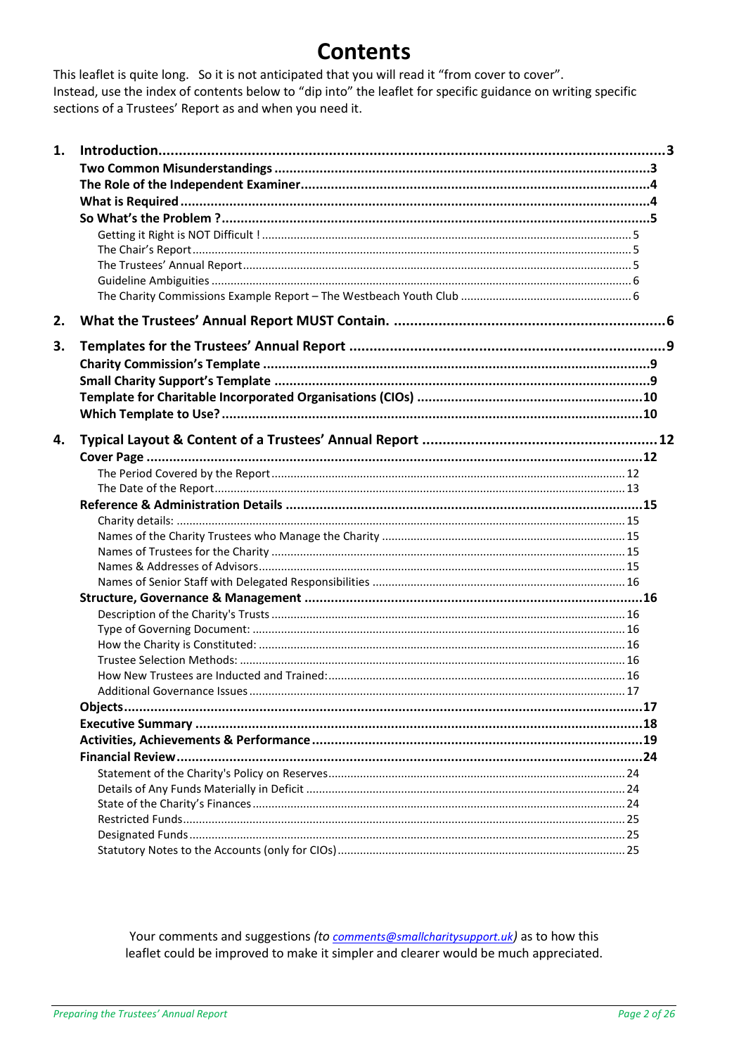# Contents

This leaflet is quite long. So it is not anticipated that you will read it "from cover to cover".
Instead, use the index of contents below to "dip into" the leaflet for specific guidance on writing specific sections of a Trustees' Report as and when you need it.

1. **Introduction** ..... 3
   - **Two Common Misunderstandings** ..... 3
   - **The Role of the Independent Examiner** ..... 4
   - **What is Required** ..... 4
   - **So What's the Problem ?** ..... 5
     - Getting it Right is NOT Difficult ! ..... 5
     - The Chair's Report ..... 5
     - The Trustees' Annual Report ..... 5
     - Guideline Ambiguities ..... 6
     - The Charity Commissions Example Report – The Westbeach Youth Club ..... 6
2. **What the Trustees' Annual Report MUST Contain.** ..... 6
3. **Templates for the Trustees' Annual Report** ..... 9
   - **Charity Commission's Template** ..... 9
   - **Small Charity Support's Template** ..... 9
   - **Template for Charitable Incorporated Organisations (CIOs)** ..... 10
   - **Which Template to Use?** ..... 10
4. **Typical Layout & Content of a Trustees' Annual Report** ..... 12
   - **Cover Page** ..... 12
     - The Period Covered by the Report ..... 12
     - The Date of the Report ..... 13
   - **Reference & Administration Details** ..... 15
     - Charity details: ..... 15
     - Names of the Charity Trustees who Manage the Charity ..... 15
     - Names of Trustees for the Charity ..... 15
     - Names & Addresses of Advisors ..... 15
     - Names of Senior Staff with Delegated Responsibilities ..... 16
   - **Structure, Governance & Management** ..... 16
     - Description of the Charity's Trusts ..... 16
     - Type of Governing Document: ..... 16
     - How the Charity is Constituted: ..... 16
     - Trustee Selection Methods: ..... 16
     - How New Trustees are Inducted and Trained: ..... 16
     - Additional Governance Issues ..... 17
   - **Objects** ..... 17
   - **Executive Summary** ..... 18
   - **Activities, Achievements & Performance** ..... 19
   - **Financial Review** ..... 24
     - Statement of the Charity's Policy on Reserves ..... 24
     - Details of Any Funds Materially in Deficit ..... 24
     - State of the Charity's Finances ..... 24
     - Restricted Funds ..... 25
     - Designated Funds ..... 25
     - Statutory Notes to the Accounts (only for CIOs) ..... 25

Your comments and suggestions *(to comments@smallcharitysupport.uk)* as to how this leaflet could be improved to make it simpler and clearer would be much appreciated.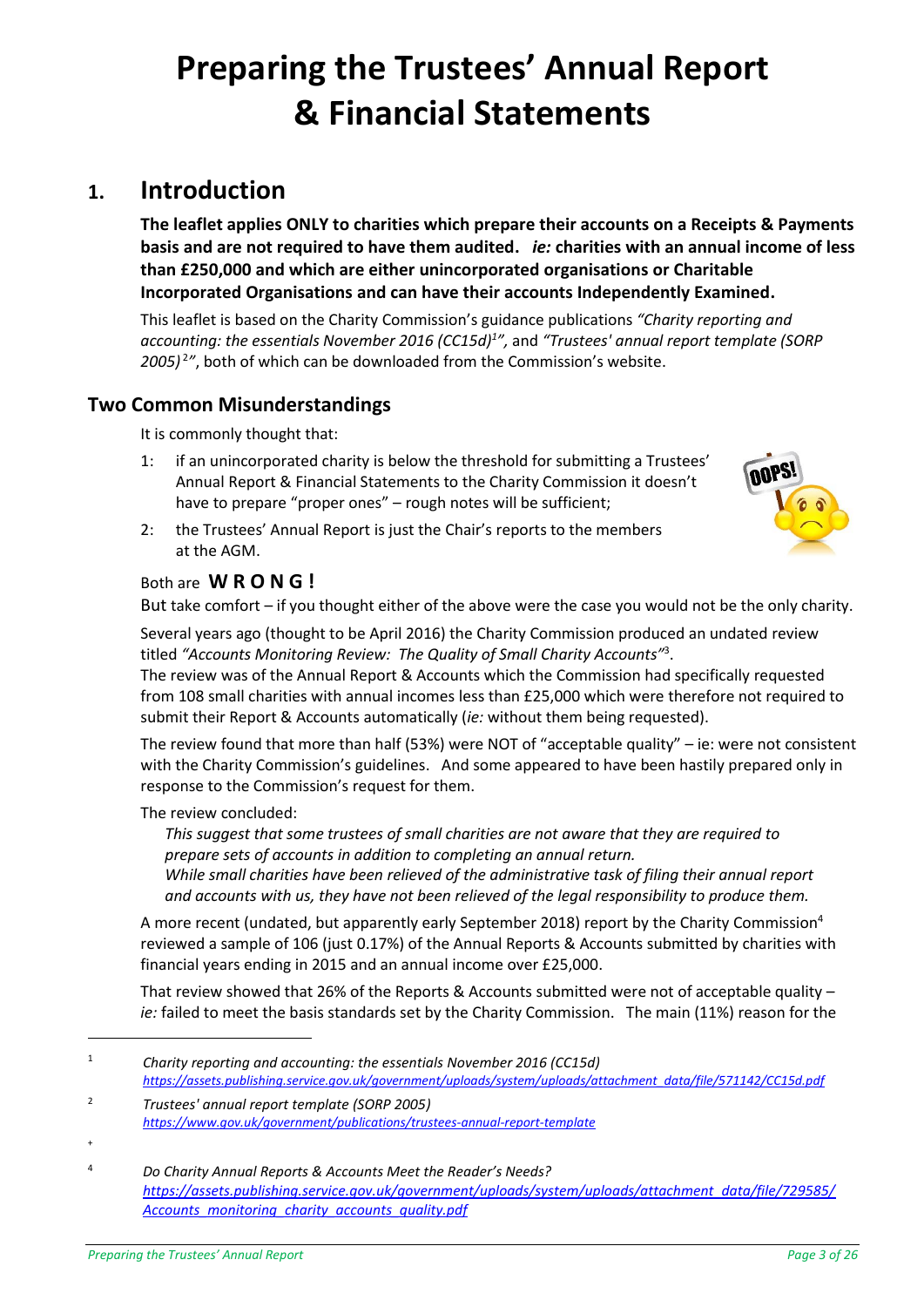# Preparing the Trustees' Annual Report & Financial Statements

## 1. Introduction

**The leaflet applies ONLY to charities which prepare their accounts on a Receipts & Payments basis and are not required to have them audited.** ***ie:*** **charities with an annual income of less than £250,000 and which are either unincorporated organisations or Charitable Incorporated Organisations and can have their accounts Independently Examined.**

This leaflet is based on the Charity Commission's guidance publications *"Charity reporting and accounting: the essentials November 2016 (CC15d)[1]",* and *"Trustees' annual report template (SORP 2005)[2]"*, both of which can be downloaded from the Commission's website.

### Two Common Misunderstandings

It is commonly thought that:

1: if an unincorporated charity is below the threshold for submitting a Trustees' Annual Report & Financial Statements to the Charity Commission it doesn't have to prepare "proper ones" – rough notes will be sufficient;

2: the Trustees' Annual Report is just the Chair's reports to the members at the AGM.

Both are **W R O N G !**

But take comfort – if you thought either of the above were the case you would not be the only charity.

Several years ago (thought to be April 2016) the Charity Commission produced an undated review titled *"Accounts Monitoring Review: The Quality of Small Charity Accounts"*[3].
The review was of the Annual Report & Accounts which the Commission had specifically requested from 108 small charities with annual incomes less than £25,000 which were therefore not required to submit their Report & Accounts automatically (*ie:* without them being requested).

The review found that more than half (53%) were NOT of "acceptable quality" – ie: were not consistent with the Charity Commission's guidelines. And some appeared to have been hastily prepared only in response to the Commission's request for them.

The review concluded:

> *This suggest that some trustees of small charities are not aware that they are required to prepare sets of accounts in addition to completing an annual return.*
> *While small charities have been relieved of the administrative task of filing their annual report and accounts with us, they have not been relieved of the legal responsibility to produce them.*

A more recent (undated, but apparently early September 2018) report by the Charity Commission[4] reviewed a sample of 106 (just 0.17%) of the Annual Reports & Accounts submitted by charities with financial years ending in 2015 and an annual income over £25,000.

That review showed that 26% of the Reports & Accounts submitted were not of acceptable quality – *ie:* failed to meet the basis standards set by the Charity Commission. The main (11%) reason for the

---

1 *Charity reporting and accounting: the essentials November 2016 (CC15d)*
*https://assets.publishing.service.gov.uk/government/uploads/system/uploads/attachment_data/file/571142/CC15d.pdf*

2 *Trustees' annual report template (SORP 2005)*
*https://www.gov.uk/government/publications/trustees-annual-report-template*

+

4 *Do Charity Annual Reports & Accounts Meet the Reader's Needs?*
*https://assets.publishing.service.gov.uk/government/uploads/system/uploads/attachment_data/file/729585/Accounts_monitoring_charity_accounts_quality.pdf*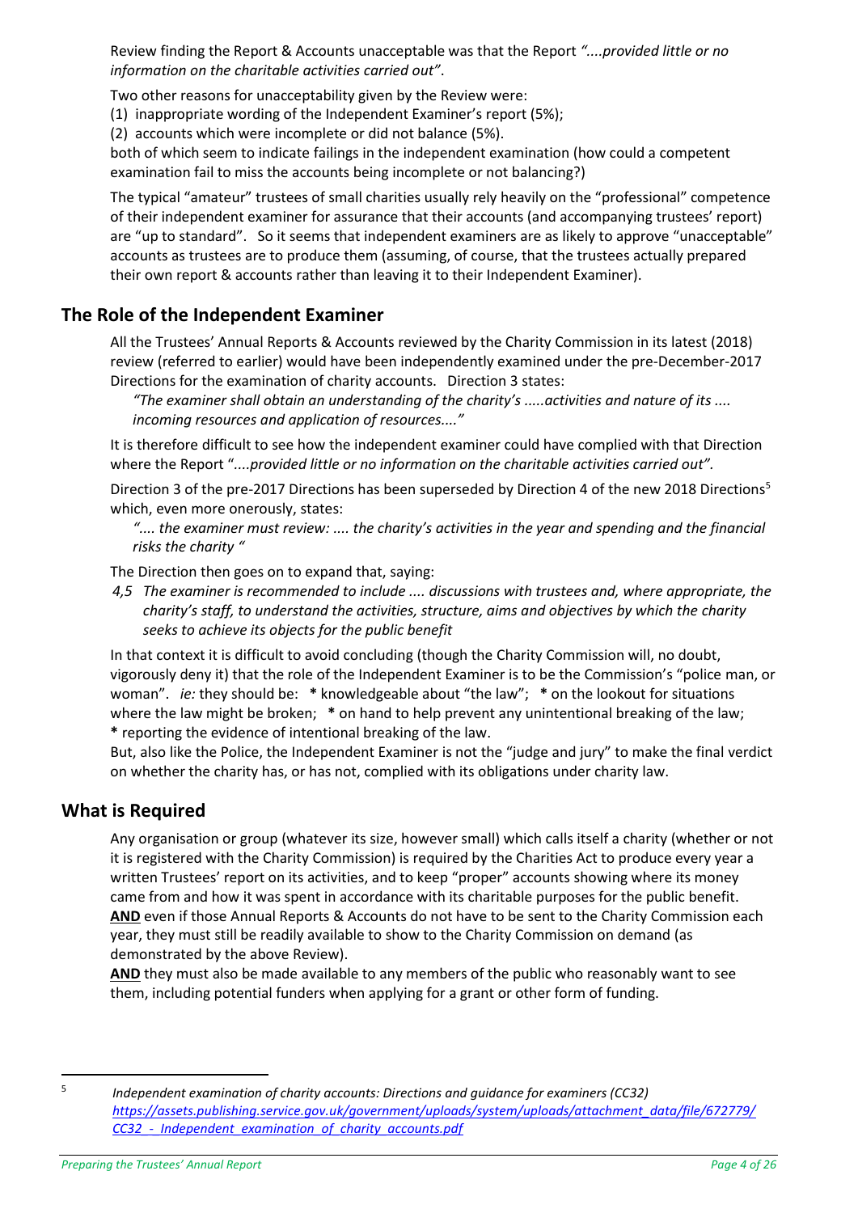Review finding the Report & Accounts unacceptable was that the Report *"....provided little or no information on the charitable activities carried out"*.

Two other reasons for unacceptability given by the Review were:

(1) inappropriate wording of the Independent Examiner's report (5%);

(2) accounts which were incomplete or did not balance (5%).

both of which seem to indicate failings in the independent examination (how could a competent examination fail to miss the accounts being incomplete or not balancing?)

The typical "amateur" trustees of small charities usually rely heavily on the "professional" competence of their independent examiner for assurance that their accounts (and accompanying trustees' report) are "up to standard". So it seems that independent examiners are as likely to approve "unacceptable" accounts as trustees are to produce them (assuming, of course, that the trustees actually prepared their own report & accounts rather than leaving it to their Independent Examiner).

## The Role of the Independent Examiner

All the Trustees' Annual Reports & Accounts reviewed by the Charity Commission in its latest (2018) review (referred to earlier) would have been independently examined under the pre-December-2017 Directions for the examination of charity accounts. Direction 3 states:

*"The examiner shall obtain an understanding of the charity's .....activities and nature of its .... incoming resources and application of resources...."*

It is therefore difficult to see how the independent examiner could have complied with that Direction where the Report "*....provided little or no information on the charitable activities carried out".*

Direction 3 of the pre-2017 Directions has been superseded by Direction 4 of the new 2018 Directions[5] which, even more onerously, states:

*".... the examiner must review: .... the charity's activities in the year and spending and the financial risks the charity "*

The Direction then goes on to expand that, saying:

*4,5 The examiner is recommended to include .... discussions with trustees and, where appropriate, the charity's staff, to understand the activities, structure, aims and objectives by which the charity seeks to achieve its objects for the public benefit*

In that context it is difficult to avoid concluding (though the Charity Commission will, no doubt, vigorously deny it) that the role of the Independent Examiner is to be the Commission's "police man, or woman". *ie:* they should be: **\*** knowledgeable about "the law"; **\*** on the lookout for situations where the law might be broken; **\*** on hand to help prevent any unintentional breaking of the law; **\*** reporting the evidence of intentional breaking of the law.

But, also like the Police, the Independent Examiner is not the "judge and jury" to make the final verdict on whether the charity has, or has not, complied with its obligations under charity law.

## What is Required

Any organisation or group (whatever its size, however small) which calls itself a charity (whether or not it is registered with the Charity Commission) is required by the Charities Act to produce every year a written Trustees' report on its activities, and to keep "proper" accounts showing where its money came from and how it was spent in accordance with its charitable purposes for the public benefit.

**<u>AND</u>** even if those Annual Reports & Accounts do not have to be sent to the Charity Commission each year, they must still be readily available to show to the Charity Commission on demand (as demonstrated by the above Review).

**<u>AND</u>** they must also be made available to any members of the public who reasonably want to see them, including potential funders when applying for a grant or other form of funding.

---

[5] *Independent examination of charity accounts: Directions and guidance for examiners (CC32)* *https://assets.publishing.service.gov.uk/government/uploads/system/uploads/attachment_data/file/672779/CC32_-_Independent_examination_of_charity_accounts.pdf*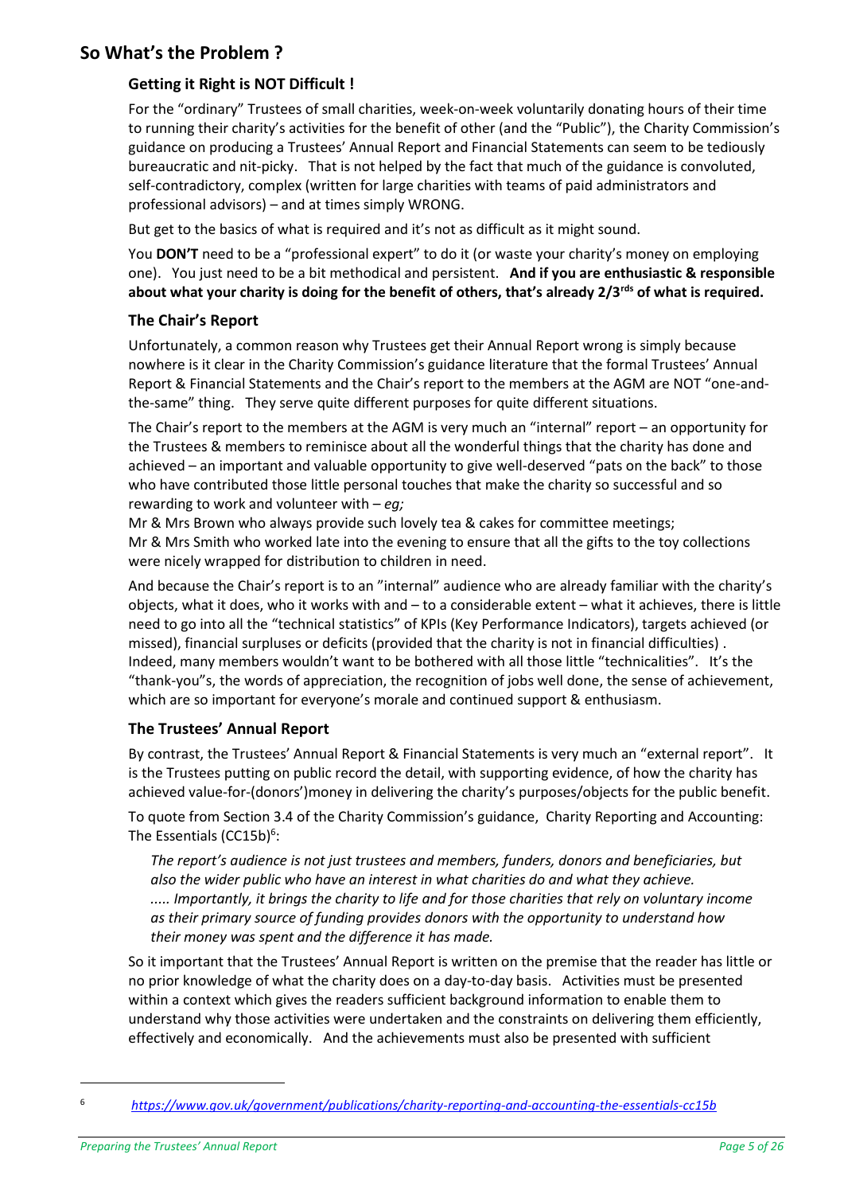## So What's the Problem ?

### Getting it Right is NOT Difficult !

For the "ordinary" Trustees of small charities, week-on-week voluntarily donating hours of their time to running their charity's activities for the benefit of other (and the "Public"), the Charity Commission's guidance on producing a Trustees' Annual Report and Financial Statements can seem to be tediously bureaucratic and nit-picky. That is not helped by the fact that much of the guidance is convoluted, self-contradictory, complex (written for large charities with teams of paid administrators and professional advisors) – and at times simply WRONG.

But get to the basics of what is required and it's not as difficult as it might sound.

You **DON'T** need to be a "professional expert" to do it (or waste your charity's money on employing one). You just need to be a bit methodical and persistent. **And if you are enthusiastic & responsible about what your charity is doing for the benefit of others, that's already 2/3rds of what is required.**

### The Chair's Report

Unfortunately, a common reason why Trustees get their Annual Report wrong is simply because nowhere is it clear in the Charity Commission's guidance literature that the formal Trustees' Annual Report & Financial Statements and the Chair's report to the members at the AGM are NOT "one-and-the-same" thing. They serve quite different purposes for quite different situations.

The Chair's report to the members at the AGM is very much an "internal" report – an opportunity for the Trustees & members to reminisce about all the wonderful things that the charity has done and achieved – an important and valuable opportunity to give well-deserved "pats on the back" to those who have contributed those little personal touches that make the charity so successful and so rewarding to work and volunteer with – *eg;*

Mr & Mrs Brown who always provide such lovely tea & cakes for committee meetings;
Mr & Mrs Smith who worked late into the evening to ensure that all the gifts to the toy collections were nicely wrapped for distribution to children in need.

And because the Chair's report is to an "internal" audience who are already familiar with the charity's objects, what it does, who it works with and – to a considerable extent – what it achieves, there is little need to go into all the "technical statistics" of KPIs (Key Performance Indicators), targets achieved (or missed), financial surpluses or deficits (provided that the charity is not in financial difficulties) . Indeed, many members wouldn't want to be bothered with all those little "technicalities". It's the "thank-you"s, the words of appreciation, the recognition of jobs well done, the sense of achievement, which are so important for everyone's morale and continued support & enthusiasm.

### The Trustees' Annual Report

By contrast, the Trustees' Annual Report & Financial Statements is very much an "external report". It is the Trustees putting on public record the detail, with supporting evidence, of how the charity has achieved value-for-(donors')money in delivering the charity's purposes/objects for the public benefit.

To quote from Section 3.4 of the Charity Commission's guidance, Charity Reporting and Accounting: The Essentials (CC15b)[6]:

> *The report's audience is not just trustees and members, funders, donors and beneficiaries, but also the wider public who have an interest in what charities do and what they achieve.*
> *..... Importantly, it brings the charity to life and for those charities that rely on voluntary income as their primary source of funding provides donors with the opportunity to understand how their money was spent and the difference it has made.*

So it important that the Trustees' Annual Report is written on the premise that the reader has little or no prior knowledge of what the charity does on a day-to-day basis. Activities must be presented within a context which gives the readers sufficient background information to enable them to understand why those activities were undertaken and the constraints on delivering them efficiently, effectively and economically. And the achievements must also be presented with sufficient

---

[6] *https://www.gov.uk/government/publications/charity-reporting-and-accounting-the-essentials-cc15b*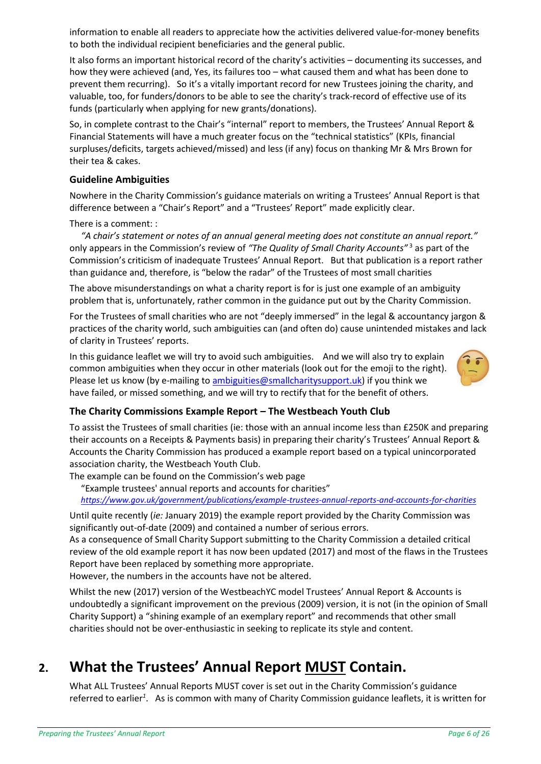information to enable all readers to appreciate how the activities delivered value-for-money benefits to both the individual recipient beneficiaries and the general public.

It also forms an important historical record of the charity's activities – documenting its successes, and how they were achieved (and, Yes, its failures too – what caused them and what has been done to prevent them recurring). So it's a vitally important record for new Trustees joining the charity, and valuable, too, for funders/donors to be able to see the charity's track-record of effective use of its funds (particularly when applying for new grants/donations).

So, in complete contrast to the Chair's "internal" report to members, the Trustees' Annual Report & Financial Statements will have a much greater focus on the "technical statistics" (KPIs, financial surpluses/deficits, targets achieved/missed) and less (if any) focus on thanking Mr & Mrs Brown for their tea & cakes.

### Guideline Ambiguities

Nowhere in the Charity Commission's guidance materials on writing a Trustees' Annual Report is that difference between a "Chair's Report" and a "Trustees' Report" made explicitly clear.

There is a comment: :

*"A chair's statement or notes of an annual general meeting does not constitute an annual report."* only appears in the Commission's review of *"The Quality of Small Charity Accounts"*[3] as part of the Commission's criticism of inadequate Trustees' Annual Report. But that publication is a report rather than guidance and, therefore, is "below the radar" of the Trustees of most small charities

The above misunderstandings on what a charity report is for is just one example of an ambiguity problem that is, unfortunately, rather common in the guidance put out by the Charity Commission.

For the Trustees of small charities who are not "deeply immersed" in the legal & accountancy jargon & practices of the charity world, such ambiguities can (and often do) cause unintended mistakes and lack of clarity in Trustees' reports.

In this guidance leaflet we will try to avoid such ambiguities. And we will also try to explain common ambiguities when they occur in other materials (look out for the emoji to the right). Please let us know (by e-mailing to ambiguities@smallcharitysupport.uk) if you think we have failed, or missed something, and we will try to rectify that for the benefit of others.

### The Charity Commissions Example Report – The Westbeach Youth Club

To assist the Trustees of small charities (ie: those with an annual income less than £250K and preparing their accounts on a Receipts & Payments basis) in preparing their charity's Trustees' Annual Report & Accounts the Charity Commission has produced a example report based on a typical unincorporated association charity, the Westbeach Youth Club.

The example can be found on the Commission's web page

"Example trustees' annual reports and accounts for charities"

*https://www.gov.uk/government/publications/example-trustees-annual-reports-and-accounts-for-charities*

Until quite recently (*ie:* January 2019) the example report provided by the Charity Commission was significantly out-of-date (2009) and contained a number of serious errors.

As a consequence of Small Charity Support submitting to the Charity Commission a detailed critical review of the old example report it has now been updated (2017) and most of the flaws in the Trustees Report have been replaced by something more appropriate.

However, the numbers in the accounts have not be altered.

Whilst the new (2017) version of the WestbeachYC model Trustees' Annual Report & Accounts is undoubtedly a significant improvement on the previous (2009) version, it is not (in the opinion of Small Charity Support) a "shining example of an exemplary report" and recommends that other small charities should not be over-enthusiastic in seeking to replicate its style and content.

## 2. What the Trustees' Annual Report MUST Contain.

What ALL Trustees' Annual Reports MUST cover is set out in the Charity Commission's guidance referred to earlier[1]. As is common with many of Charity Commission guidance leaflets, it is written for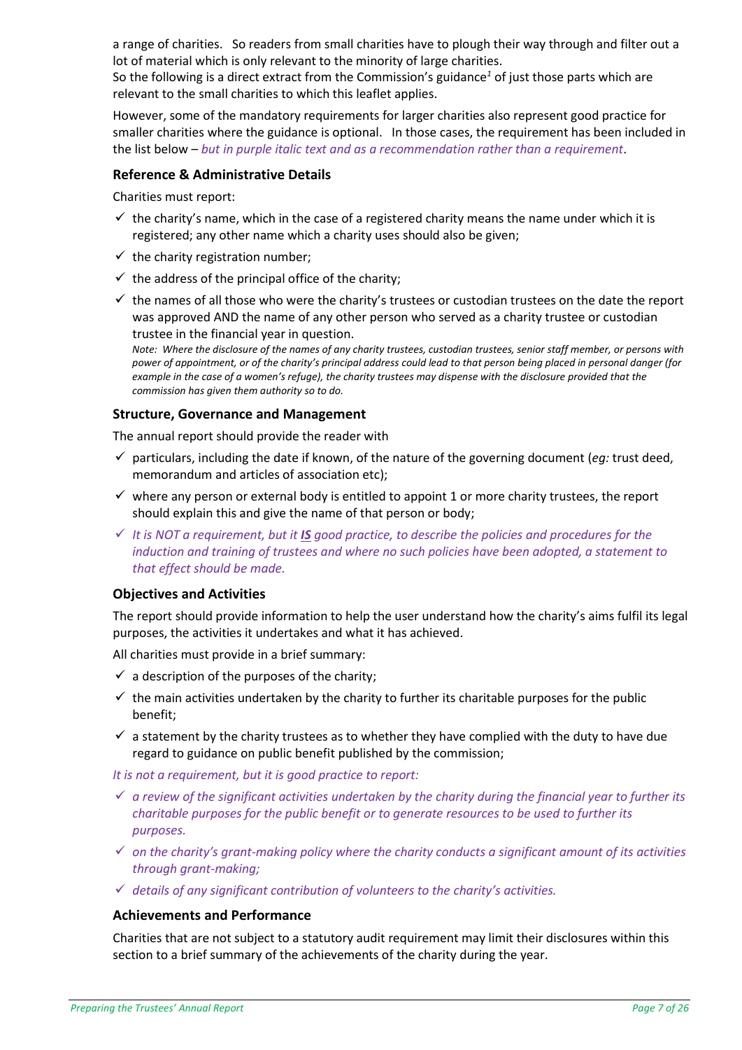a range of charities. So readers from small charities have to plough their way through and filter out a lot of material which is only relevant to the minority of large charities.
So the following is a direct extract from the Commission's guidance[1] of just those parts which are relevant to the small charities to which this leaflet applies.

However, some of the mandatory requirements for larger charities also represent good practice for smaller charities where the guidance is optional. In those cases, the requirement has been included in the list below – *but in purple italic text and as a recommendation rather than a requirement*.

### Reference & Administrative Details

Charities must report:

- ✓ the charity's name, which in the case of a registered charity means the name under which it is registered; any other name which a charity uses should also be given;
- ✓ the charity registration number;
- ✓ the address of the principal office of the charity;
- ✓ the names of all those who were the charity's trustees or custodian trustees on the date the report was approved AND the name of any other person who served as a charity trustee or custodian trustee in the financial year in question.
  *Note: Where the disclosure of the names of any charity trustees, custodian trustees, senior staff member, or persons with power of appointment, or of the charity's principal address could lead to that person being placed in personal danger (for example in the case of a women's refuge), the charity trustees may dispense with the disclosure provided that the commission has given them authority so to do.*

### Structure, Governance and Management

The annual report should provide the reader with

- ✓ particulars, including the date if known, of the nature of the governing document (*eg:* trust deed, memorandum and articles of association etc);
- ✓ where any person or external body is entitled to appoint 1 or more charity trustees, the report should explain this and give the name of that person or body;
- ✓ *It is NOT a requirement, but it **IS** good practice, to describe the policies and procedures for the induction and training of trustees and where no such policies have been adopted, a statement to that effect should be made.*

### Objectives and Activities

The report should provide information to help the user understand how the charity's aims fulfil its legal purposes, the activities it undertakes and what it has achieved.

All charities must provide in a brief summary:

- ✓ a description of the purposes of the charity;
- ✓ the main activities undertaken by the charity to further its charitable purposes for the public benefit;
- ✓ a statement by the charity trustees as to whether they have complied with the duty to have due regard to guidance on public benefit published by the commission;

*It is not a requirement, but it is good practice to report:*

- ✓ *a review of the significant activities undertaken by the charity during the financial year to further its charitable purposes for the public benefit or to generate resources to be used to further its purposes.*
- ✓ *on the charity's grant-making policy where the charity conducts a significant amount of its activities through grant-making;*
- ✓ *details of any significant contribution of volunteers to the charity's activities.*

### Achievements and Performance

Charities that are not subject to a statutory audit requirement may limit their disclosures within this section to a brief summary of the achievements of the charity during the year.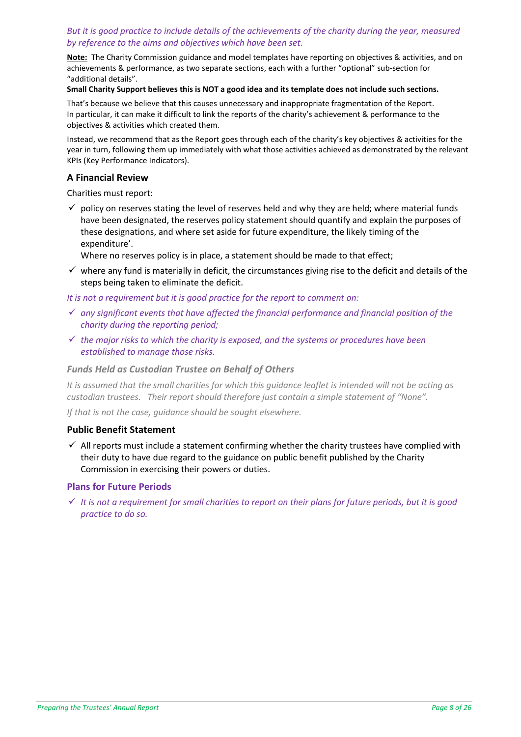*But it is good practice to include details of the achievements of the charity during the year, measured by reference to the aims and objectives which have been set.*

**Note:** The Charity Commission guidance and model templates have reporting on objectives & activities, and on achievements & performance, as two separate sections, each with a further "optional" sub-section for "additional details".

**Small Charity Support believes this is NOT a good idea and its template does not include such sections.**

That's because we believe that this causes unnecessary and inappropriate fragmentation of the Report. In particular, it can make it difficult to link the reports of the charity's achievement & performance to the objectives & activities which created them.

Instead, we recommend that as the Report goes through each of the charity's key objectives & activities for the year in turn, following them up immediately with what those activities achieved as demonstrated by the relevant KPIs (Key Performance Indicators).

### A Financial Review

Charities must report:

- ✓ policy on reserves stating the level of reserves held and why they are held; where material funds have been designated, the reserves policy statement should quantify and explain the purposes of these designations, and where set aside for future expenditure, the likely timing of the expenditure'.
  Where no reserves policy is in place, a statement should be made to that effect;
- ✓ where any fund is materially in deficit, the circumstances giving rise to the deficit and details of the steps being taken to eliminate the deficit.

*It is not a requirement but it is good practice for the report to comment on:*

- ✓ *any significant events that have affected the financial performance and financial position of the charity during the reporting period;*
- ✓ *the major risks to which the charity is exposed, and the systems or procedures have been established to manage those risks.*

#### *Funds Held as Custodian Trustee on Behalf of Others*

*It is assumed that the small charities for which this guidance leaflet is intended will not be acting as custodian trustees. Their report should therefore just contain a simple statement of "None".*

*If that is not the case, guidance should be sought elsewhere.*

### Public Benefit Statement

- ✓ All reports must include a statement confirming whether the charity trustees have complied with their duty to have due regard to the guidance on public benefit published by the Charity Commission in exercising their powers or duties.

### Plans for Future Periods

- ✓ *It is not a requirement for small charities to report on their plans for future periods, but it is good practice to do so.*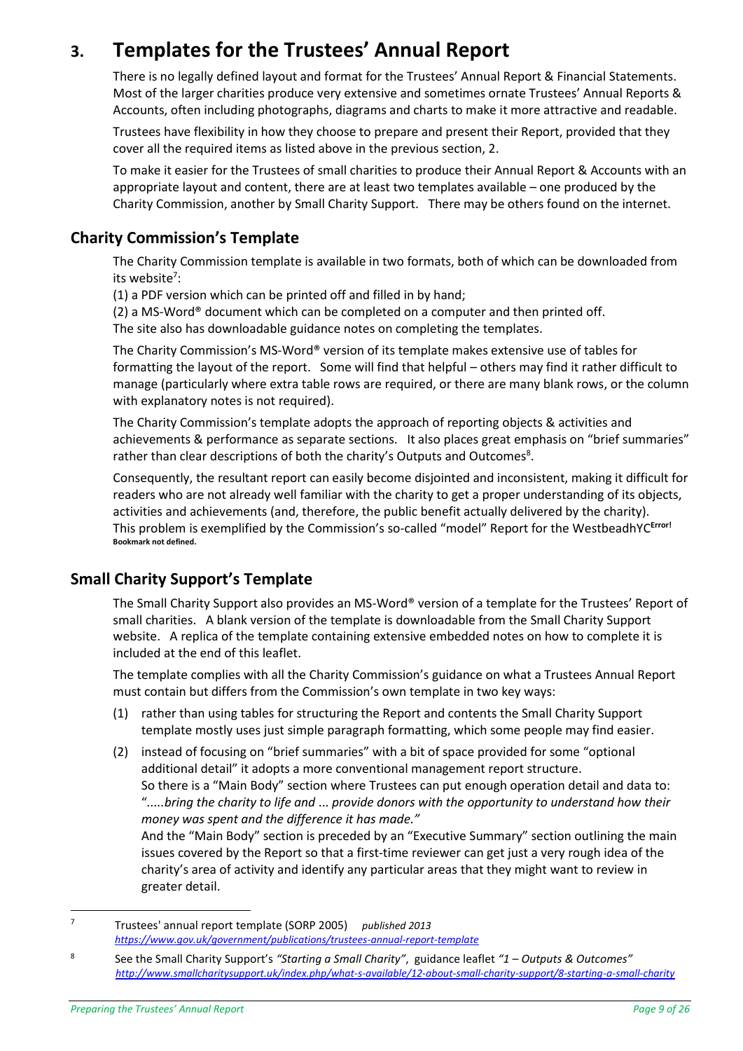# 3. Templates for the Trustees' Annual Report

There is no legally defined layout and format for the Trustees' Annual Report & Financial Statements. Most of the larger charities produce very extensive and sometimes ornate Trustees' Annual Reports & Accounts, often including photographs, diagrams and charts to make it more attractive and readable.

Trustees have flexibility in how they choose to prepare and present their Report, provided that they cover all the required items as listed above in the previous section, 2.

To make it easier for the Trustees of small charities to produce their Annual Report & Accounts with an appropriate layout and content, there are at least two templates available – one produced by the Charity Commission, another by Small Charity Support. There may be others found on the internet.

## Charity Commission's Template

The Charity Commission template is available in two formats, both of which can be downloaded from its website[7]:

(1) a PDF version which can be printed off and filled in by hand;

(2) a MS-Word® document which can be completed on a computer and then printed off.

The site also has downloadable guidance notes on completing the templates.

The Charity Commission's MS-Word® version of its template makes extensive use of tables for formatting the layout of the report. Some will find that helpful – others may find it rather difficult to manage (particularly where extra table rows are required, or there are many blank rows, or the column with explanatory notes is not required).

The Charity Commission's template adopts the approach of reporting objects & activities and achievements & performance as separate sections. It also places great emphasis on "brief summaries" rather than clear descriptions of both the charity's Outputs and Outcomes[8].

Consequently, the resultant report can easily become disjointed and inconsistent, making it difficult for readers who are not already well familiar with the charity to get a proper understanding of its objects, activities and achievements (and, therefore, the public benefit actually delivered by the charity). This problem is exemplified by the Commission's so-called "model" Report for the WestbeadhYC**Error! Bookmark not defined.**

## Small Charity Support's Template

The Small Charity Support also provides an MS-Word® version of a template for the Trustees' Report of small charities. A blank version of the template is downloadable from the Small Charity Support website. A replica of the template containing extensive embedded notes on how to complete it is included at the end of this leaflet.

The template complies with all the Charity Commission's guidance on what a Trustees Annual Report must contain but differs from the Commission's own template in two key ways:

(1) rather than using tables for structuring the Report and contents the Small Charity Support template mostly uses just simple paragraph formatting, which some people may find easier.

(2) instead of focusing on "brief summaries" with a bit of space provided for some "optional additional detail" it adopts a more conventional management report structure.
So there is a "Main Body" section where Trustees can put enough operation detail and data to: "*.....bring the charity to life and ... provide donors with the opportunity to understand how their money was spent and the difference it has made.*"
And the "Main Body" section is preceded by an "Executive Summary" section outlining the main issues covered by the Report so that a first-time reviewer can get just a very rough idea of the charity's area of activity and identify any particular areas that they might want to review in greater detail.

---

[7] Trustees' annual report template (SORP 2005) *published 2013*
*https://www.gov.uk/government/publications/trustees-annual-report-template*

[8] See the Small Charity Support's *"Starting a Small Charity"*, guidance leaflet *"1 – Outputs & Outcomes"*
*http://www.smallcharitysupport.uk/index.php/what-s-available/12-about-small-charity-support/8-starting-a-small-charity*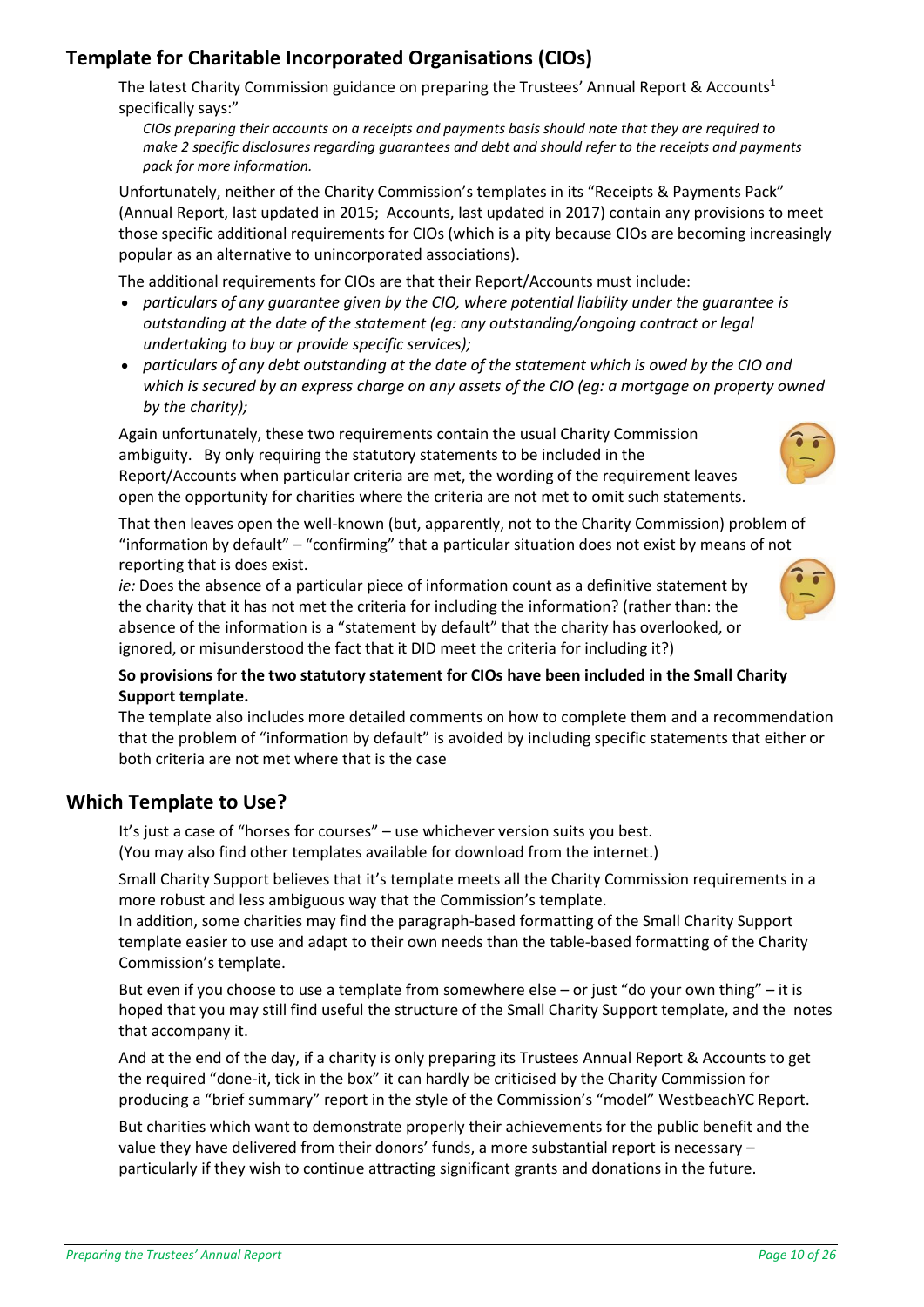## Template for Charitable Incorporated Organisations (CIOs)

The latest Charity Commission guidance on preparing the Trustees' Annual Report & Accounts[1] specifically says:"

*CIOs preparing their accounts on a receipts and payments basis should note that they are required to make 2 specific disclosures regarding guarantees and debt and should refer to the receipts and payments pack for more information.*

Unfortunately, neither of the Charity Commission's templates in its "Receipts & Payments Pack" (Annual Report, last updated in 2015; Accounts, last updated in 2017) contain any provisions to meet those specific additional requirements for CIOs (which is a pity because CIOs are becoming increasingly popular as an alternative to unincorporated associations).

The additional requirements for CIOs are that their Report/Accounts must include:

- *particulars of any guarantee given by the CIO, where potential liability under the guarantee is outstanding at the date of the statement (eg: any outstanding/ongoing contract or legal undertaking to buy or provide specific services);*
- *particulars of any debt outstanding at the date of the statement which is owed by the CIO and which is secured by an express charge on any assets of the CIO (eg: a mortgage on property owned by the charity);*

Again unfortunately, these two requirements contain the usual Charity Commission ambiguity. By only requiring the statutory statements to be included in the Report/Accounts when particular criteria are met, the wording of the requirement leaves open the opportunity for charities where the criteria are not met to omit such statements.

That then leaves open the well-known (but, apparently, not to the Charity Commission) problem of "information by default" – "confirming" that a particular situation does not exist by means of not reporting that is does exist.

*ie:* Does the absence of a particular piece of information count as a definitive statement by the charity that it has not met the criteria for including the information? (rather than: the absence of the information is a "statement by default" that the charity has overlooked, or ignored, or misunderstood the fact that it DID meet the criteria for including it?)

**So provisions for the two statutory statement for CIOs have been included in the Small Charity Support template.**

The template also includes more detailed comments on how to complete them and a recommendation that the problem of "information by default" is avoided by including specific statements that either or both criteria are not met where that is the case

## Which Template to Use?

It's just a case of "horses for courses" – use whichever version suits you best.
(You may also find other templates available for download from the internet.)

Small Charity Support believes that it's template meets all the Charity Commission requirements in a more robust and less ambiguous way that the Commission's template.
In addition, some charities may find the paragraph-based formatting of the Small Charity Support template easier to use and adapt to their own needs than the table-based formatting of the Charity Commission's template.

But even if you choose to use a template from somewhere else – or just "do your own thing" – it is hoped that you may still find useful the structure of the Small Charity Support template, and the notes that accompany it.

And at the end of the day, if a charity is only preparing its Trustees Annual Report & Accounts to get the required "done-it, tick in the box" it can hardly be criticised by the Charity Commission for producing a "brief summary" report in the style of the Commission's "model" WestbeachYC Report.

But charities which want to demonstrate properly their achievements for the public benefit and the value they have delivered from their donors' funds, a more substantial report is necessary – particularly if they wish to continue attracting significant grants and donations in the future.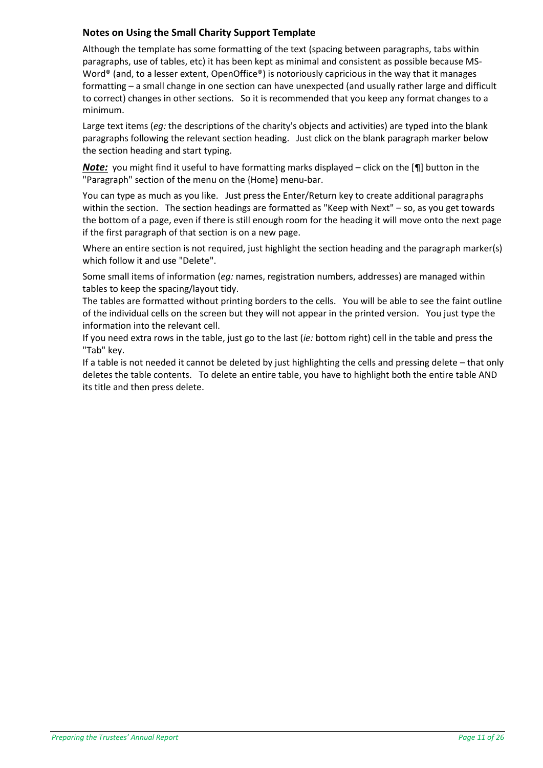### Notes on Using the Small Charity Support Template

Although the template has some formatting of the text (spacing between paragraphs, tabs within paragraphs, use of tables, etc) it has been kept as minimal and consistent as possible because MS-Word® (and, to a lesser extent, OpenOffice®) is notoriously capricious in the way that it manages formatting – a small change in one section can have unexpected (and usually rather large and difficult to correct) changes in other sections. So it is recommended that you keep any format changes to a minimum.

Large text items (*eg:* the descriptions of the charity's objects and activities) are typed into the blank paragraphs following the relevant section heading. Just click on the blank paragraph marker below the section heading and start typing.

***Note:*** you might find it useful to have formatting marks displayed – click on the [¶] button in the "Paragraph" section of the menu on the {Home} menu-bar.

You can type as much as you like. Just press the Enter/Return key to create additional paragraphs within the section. The section headings are formatted as "Keep with Next" – so, as you get towards the bottom of a page, even if there is still enough room for the heading it will move onto the next page if the first paragraph of that section is on a new page.

Where an entire section is not required, just highlight the section heading and the paragraph marker(s) which follow it and use "Delete".

Some small items of information (*eg:* names, registration numbers, addresses) are managed within tables to keep the spacing/layout tidy.
The tables are formatted without printing borders to the cells. You will be able to see the faint outline of the individual cells on the screen but they will not appear in the printed version. You just type the information into the relevant cell.
If you need extra rows in the table, just go to the last (*ie:* bottom right) cell in the table and press the "Tab" key.
If a table is not needed it cannot be deleted by just highlighting the cells and pressing delete – that only deletes the table contents. To delete an entire table, you have to highlight both the entire table AND its title and then press delete.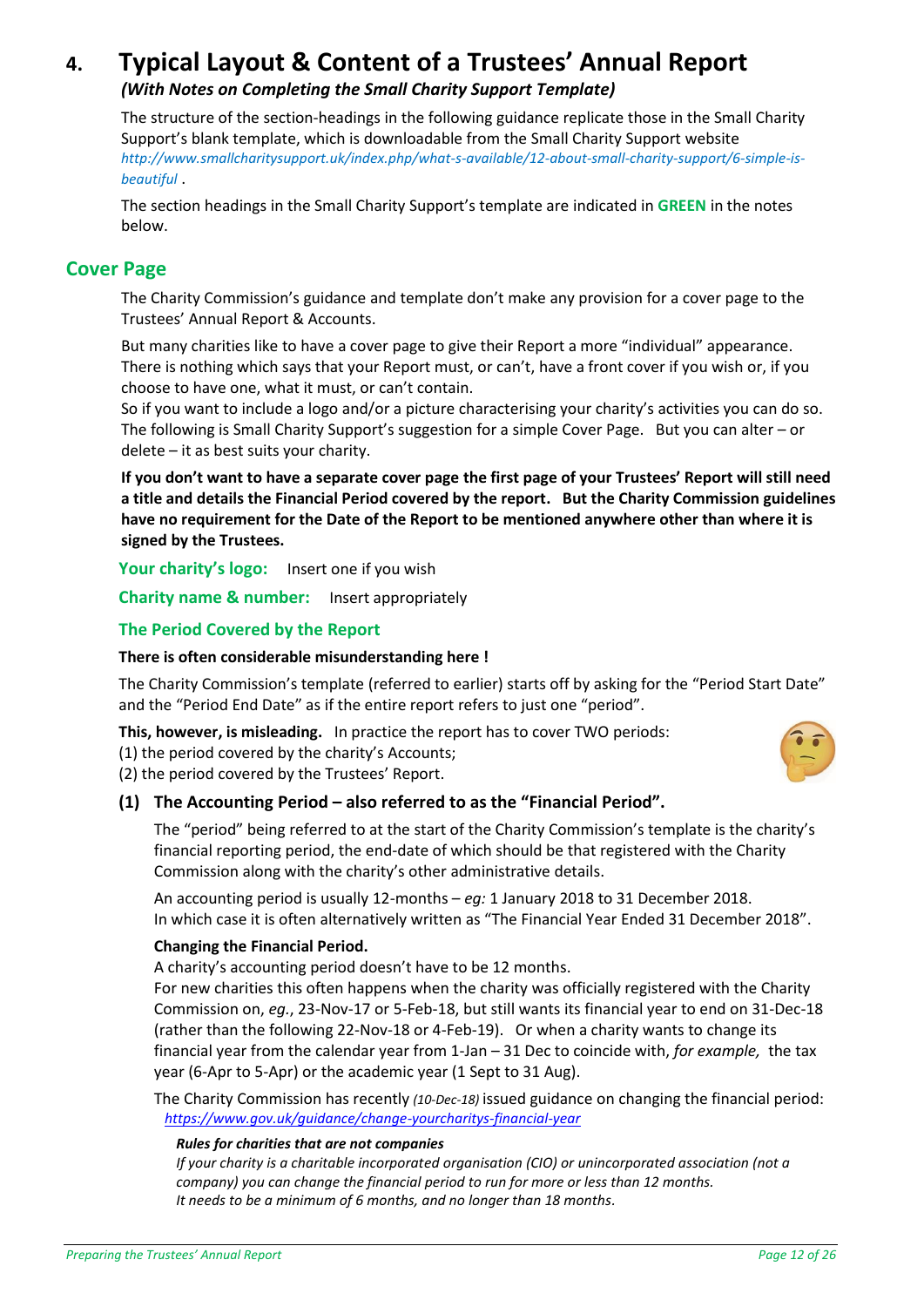# 4. Typical Layout & Content of a Trustees' Annual Report

***(With Notes on Completing the Small Charity Support Template)***

The structure of the section-headings in the following guidance replicate those in the Small Charity Support's blank template, which is downloadable from the Small Charity Support website *http://www.smallcharitysupport.uk/index.php/what-s-available/12-about-small-charity-support/6-simple-is-beautiful* .

The section headings in the Small Charity Support's template are indicated in **GREEN** in the notes below.

## Cover Page

The Charity Commission's guidance and template don't make any provision for a cover page to the Trustees' Annual Report & Accounts.

But many charities like to have a cover page to give their Report a more "individual" appearance. There is nothing which says that your Report must, or can't, have a front cover if you wish or, if you choose to have one, what it must, or can't contain.
So if you want to include a logo and/or a picture characterising your charity's activities you can do so. The following is Small Charity Support's suggestion for a simple Cover Page. But you can alter – or delete – it as best suits your charity.

**If you don't want to have a separate cover page the first page of your Trustees' Report will still need a title and details the Financial Period covered by the report. But the Charity Commission guidelines have no requirement for the Date of the Report to be mentioned anywhere other than where it is signed by the Trustees.**

**Your charity's logo:** Insert one if you wish

**Charity name & number:** Insert appropriately

### The Period Covered by the Report

**There is often considerable misunderstanding here !**

The Charity Commission's template (referred to earlier) starts off by asking for the "Period Start Date" and the "Period End Date" as if the entire report refers to just one "period".

**This, however, is misleading.** In practice the report has to cover TWO periods:
(1) the period covered by the charity's Accounts;
(2) the period covered by the Trustees' Report.

### (1) The Accounting Period – also referred to as the "Financial Period".

The "period" being referred to at the start of the Charity Commission's template is the charity's financial reporting period, the end-date of which should be that registered with the Charity Commission along with the charity's other administrative details.

An accounting period is usually 12-months – *eg:* 1 January 2018 to 31 December 2018.
In which case it is often alternatively written as "The Financial Year Ended 31 December 2018".

**Changing the Financial Period.**
A charity's accounting period doesn't have to be 12 months.
For new charities this often happens when the charity was officially registered with the Charity Commission on, *eg.*, 23-Nov-17 or 5-Feb-18, but still wants its financial year to end on 31-Dec-18 (rather than the following 22-Nov-18 or 4-Feb-19). Or when a charity wants to change its financial year from the calendar year from 1-Jan – 31 Dec to coincide with, *for example,* the tax year (6-Apr to 5-Apr) or the academic year (1 Sept to 31 Aug).

The Charity Commission has recently *(10-Dec-18)* issued guidance on changing the financial period: https://www.gov.uk/guidance/change-yourcharitys-financial-year

***Rules for charities that are not companies***
*If your charity is a charitable incorporated organisation (CIO) or unincorporated association (not a company) you can change the financial period to run for more or less than 12 months.*
*It needs to be a minimum of 6 months, and no longer than 18 months.*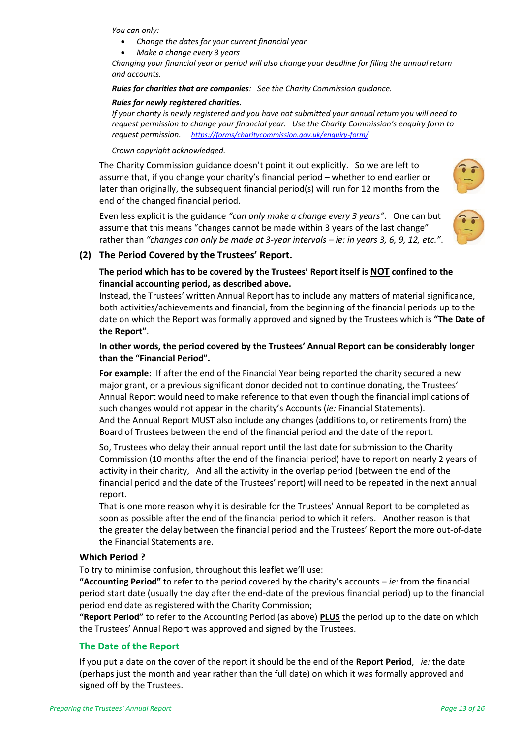*You can only:*

- *Change the dates for your current financial year*
- *Make a change every 3 years*

*Changing your financial year or period will also change your deadline for filing the annual return and accounts.*

***Rules for charities that are companies**: See the Charity Commission guidance.*

***Rules for newly registered charities.***

*If your charity is newly registered and you have not submitted your annual return you will need to request permission to change your financial year. Use the Charity Commission's enquiry form to request permission.* *https://forms/charitycommission.gov.uk/enquiry-form/*

*Crown copyright acknowledged.*

The Charity Commission guidance doesn't point it out explicitly. So we are left to assume that, if you change your charity's financial period – whether to end earlier or later than originally, the subsequent financial period(s) will run for 12 months from the end of the changed financial period.

Even less explicit is the guidance *"can only make a change every 3 years"*. One can but assume that this means "changes cannot be made within 3 years of the last change" rather than *"changes can only be made at 3-year intervals – ie: in years 3, 6, 9, 12, etc."*.

### (2) The Period Covered by the Trustees' Report.

**The period which has to be covered by the Trustees' Report itself is NOT confined to the financial accounting period, as described above.**

Instead, the Trustees' written Annual Report has to include any matters of material significance, both activities/achievements and financial, from the beginning of the financial periods up to the date on which the Report was formally approved and signed by the Trustees which is **"The Date of the Report"**.

**In other words, the period covered by the Trustees' Annual Report can be considerably longer than the "Financial Period".**

**For example:** If after the end of the Financial Year being reported the charity secured a new major grant, or a previous significant donor decided not to continue donating, the Trustees' Annual Report would need to make reference to that even though the financial implications of such changes would not appear in the charity's Accounts (*ie:* Financial Statements).
And the Annual Report MUST also include any changes (additions to, or retirements from) the Board of Trustees between the end of the financial period and the date of the report.

So, Trustees who delay their annual report until the last date for submission to the Charity Commission (10 months after the end of the financial period) have to report on nearly 2 years of activity in their charity, And all the activity in the overlap period (between the end of the financial period and the date of the Trustees' report) will need to be repeated in the next annual report.
That is one more reason why it is desirable for the Trustees' Annual Report to be completed as soon as possible after the end of the financial period to which it refers. Another reason is that the greater the delay between the financial period and the Trustees' Report the more out-of-date the Financial Statements are.

### Which Period ?

To try to minimise confusion, throughout this leaflet we'll use:
**"Accounting Period"** to refer to the period covered by the charity's accounts – *ie:* from the financial period start date (usually the day after the end-date of the previous financial period) up to the financial period end date as registered with the Charity Commission;
**"Report Period"** to refer to the Accounting Period (as above) **PLUS** the period up to the date on which the Trustees' Annual Report was approved and signed by the Trustees.

### The Date of the Report

If you put a date on the cover of the report it should be the end of the **Report Period**, *ie:* the date (perhaps just the month and year rather than the full date) on which it was formally approved and signed off by the Trustees.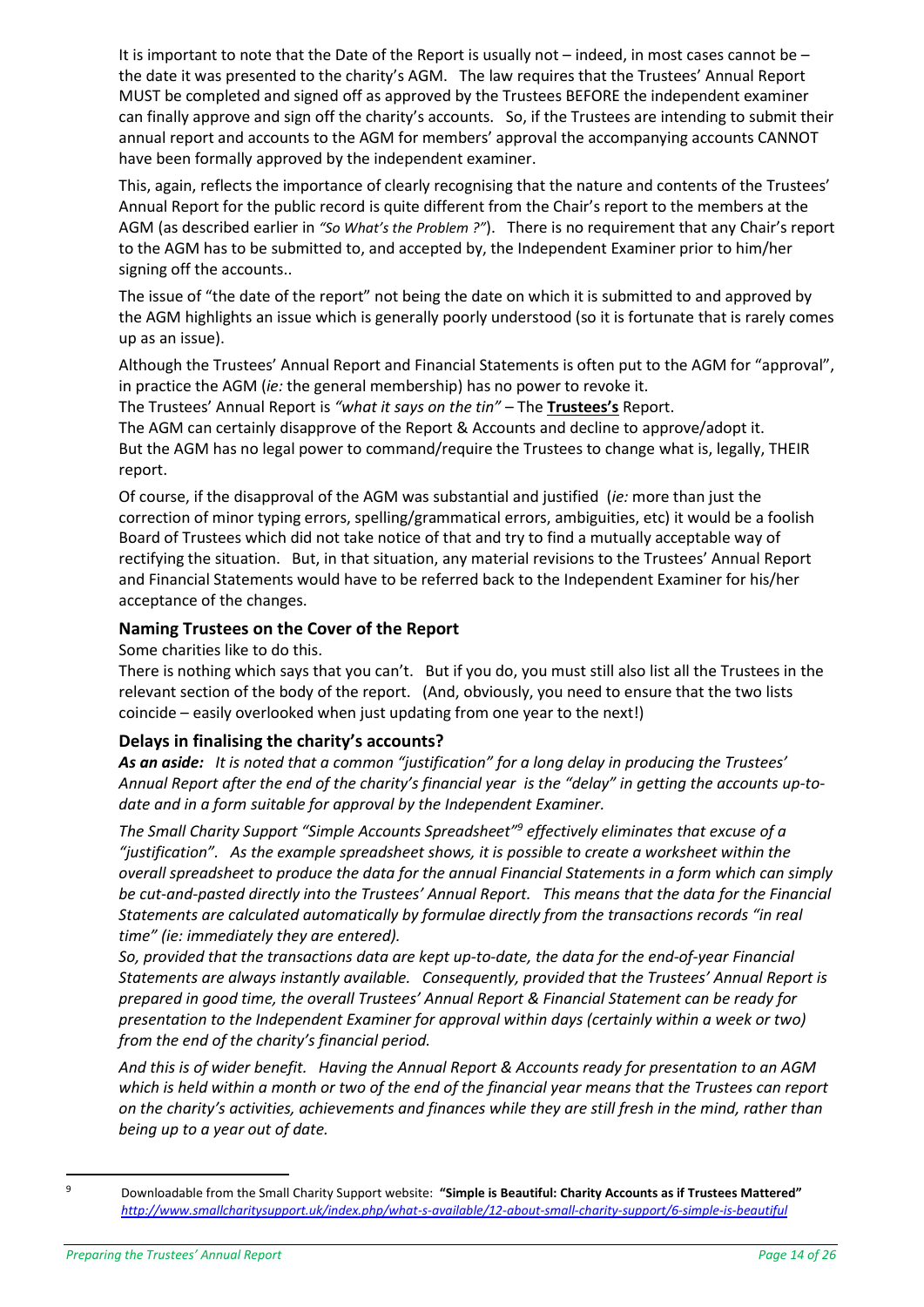It is important to note that the Date of the Report is usually not – indeed, in most cases cannot be – the date it was presented to the charity's AGM. The law requires that the Trustees' Annual Report MUST be completed and signed off as approved by the Trustees BEFORE the independent examiner can finally approve and sign off the charity's accounts. So, if the Trustees are intending to submit their annual report and accounts to the AGM for members' approval the accompanying accounts CANNOT have been formally approved by the independent examiner.

This, again, reflects the importance of clearly recognising that the nature and contents of the Trustees' Annual Report for the public record is quite different from the Chair's report to the members at the AGM (as described earlier in *"So What's the Problem ?"*). There is no requirement that any Chair's report to the AGM has to be submitted to, and accepted by, the Independent Examiner prior to him/her signing off the accounts..

The issue of "the date of the report" not being the date on which it is submitted to and approved by the AGM highlights an issue which is generally poorly understood (so it is fortunate that is rarely comes up as an issue).

Although the Trustees' Annual Report and Financial Statements is often put to the AGM for "approval", in practice the AGM (*ie:* the general membership) has no power to revoke it.
The Trustees' Annual Report is *"what it says on the tin"* – The **Trustees's** Report.
The AGM can certainly disapprove of the Report & Accounts and decline to approve/adopt it.
But the AGM has no legal power to command/require the Trustees to change what is, legally, THEIR report.

Of course, if the disapproval of the AGM was substantial and justified (*ie:* more than just the correction of minor typing errors, spelling/grammatical errors, ambiguities, etc) it would be a foolish Board of Trustees which did not take notice of that and try to find a mutually acceptable way of rectifying the situation. But, in that situation, any material revisions to the Trustees' Annual Report and Financial Statements would have to be referred back to the Independent Examiner for his/her acceptance of the changes.

### Naming Trustees on the Cover of the Report

Some charities like to do this.
There is nothing which says that you can't. But if you do, you must still also list all the Trustees in the relevant section of the body of the report. (And, obviously, you need to ensure that the two lists coincide – easily overlooked when just updating from one year to the next!)

### Delays in finalising the charity's accounts?

***As an aside:*** *It is noted that a common "justification" for a long delay in producing the Trustees' Annual Report after the end of the charity's financial year is the "delay" in getting the accounts up-to-date and in a form suitable for approval by the Independent Examiner.*

*The Small Charity Support "Simple Accounts Spreadsheet"*[9] *effectively eliminates that excuse of a "justification". As the example spreadsheet shows, it is possible to create a worksheet within the overall spreadsheet to produce the data for the annual Financial Statements in a form which can simply be cut-and-pasted directly into the Trustees' Annual Report. This means that the data for the Financial Statements are calculated automatically by formulae directly from the transactions records "in real time" (ie: immediately they are entered).*
*So, provided that the transactions data are kept up-to-date, the data for the end-of-year Financial Statements are always instantly available. Consequently, provided that the Trustees' Annual Report is prepared in good time, the overall Trustees' Annual Report & Financial Statement can be ready for presentation to the Independent Examiner for approval within days (certainly within a week or two) from the end of the charity's financial period.*

*And this is of wider benefit. Having the Annual Report & Accounts ready for presentation to an AGM which is held within a month or two of the end of the financial year means that the Trustees can report on the charity's activities, achievements and finances while they are still fresh in the mind, rather than being up to a year out of date.*

---

[9] Downloadable from the Small Charity Support website: **"Simple is Beautiful: Charity Accounts as if Trustees Mattered"** *http://www.smallcharitysupport.uk/index.php/what-s-available/12-about-small-charity-support/6-simple-is-beautiful*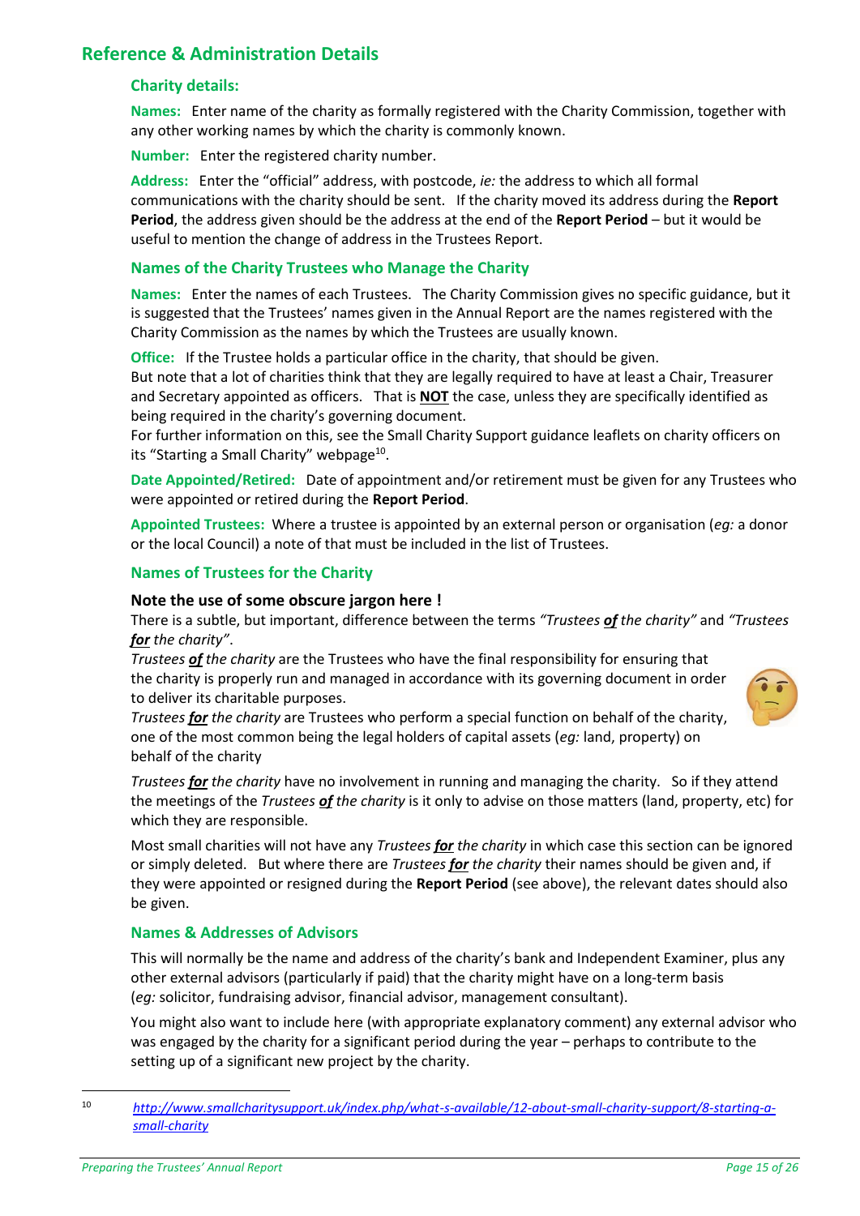## Reference & Administration Details

### Charity details:

**Names:** Enter name of the charity as formally registered with the Charity Commission, together with any other working names by which the charity is commonly known.

**Number:** Enter the registered charity number.

**Address:** Enter the "official" address, with postcode, *ie:* the address to which all formal communications with the charity should be sent. If the charity moved its address during the **Report Period**, the address given should be the address at the end of the **Report Period** – but it would be useful to mention the change of address in the Trustees Report.

### Names of the Charity Trustees who Manage the Charity

**Names:** Enter the names of each Trustees. The Charity Commission gives no specific guidance, but it is suggested that the Trustees' names given in the Annual Report are the names registered with the Charity Commission as the names by which the Trustees are usually known.

**Office:** If the Trustee holds a particular office in the charity, that should be given.
But note that a lot of charities think that they are legally required to have at least a Chair, Treasurer and Secretary appointed as officers. That is **NOT** the case, unless they are specifically identified as being required in the charity's governing document.
For further information on this, see the Small Charity Support guidance leaflets on charity officers on its "Starting a Small Charity" webpage[10].

**Date Appointed/Retired:** Date of appointment and/or retirement must be given for any Trustees who were appointed or retired during the **Report Period**.

**Appointed Trustees:** Where a trustee is appointed by an external person or organisation (*eg:* a donor or the local Council) a note of that must be included in the list of Trustees.

### Names of Trustees for the Charity

**Note the use of some obscure jargon here !**
There is a subtle, but important, difference between the terms *"Trustees **of** the charity"* and *"Trustees **for** the charity"*.
*Trustees **of** the charity* are the Trustees who have the final responsibility for ensuring that the charity is properly run and managed in accordance with its governing document in order to deliver its charitable purposes.
*Trustees **for** the charity* are Trustees who perform a special function on behalf of the charity, one of the most common being the legal holders of capital assets (*eg:* land, property) on behalf of the charity

*Trustees **for** the charity* have no involvement in running and managing the charity. So if they attend the meetings of the *Trustees **of** the charity* is it only to advise on those matters (land, property, etc) for which they are responsible.

Most small charities will not have any *Trustees **for** the charity* in which case this section can be ignored or simply deleted. But where there are *Trustees **for** the charity* their names should be given and, if they were appointed or resigned during the **Report Period** (see above), the relevant dates should also be given.

### Names & Addresses of Advisors

This will normally be the name and address of the charity's bank and Independent Examiner, plus any other external advisors (particularly if paid) that the charity might have on a long-term basis (*eg:* solicitor, fundraising advisor, financial advisor, management consultant).

You might also want to include here (with appropriate explanatory comment) any external advisor who was engaged by the charity for a significant period during the year – perhaps to contribute to the setting up of a significant new project by the charity.

---

[10] http://www.smallcharitysupport.uk/index.php/what-s-available/12-about-small-charity-support/8-starting-a-small-charity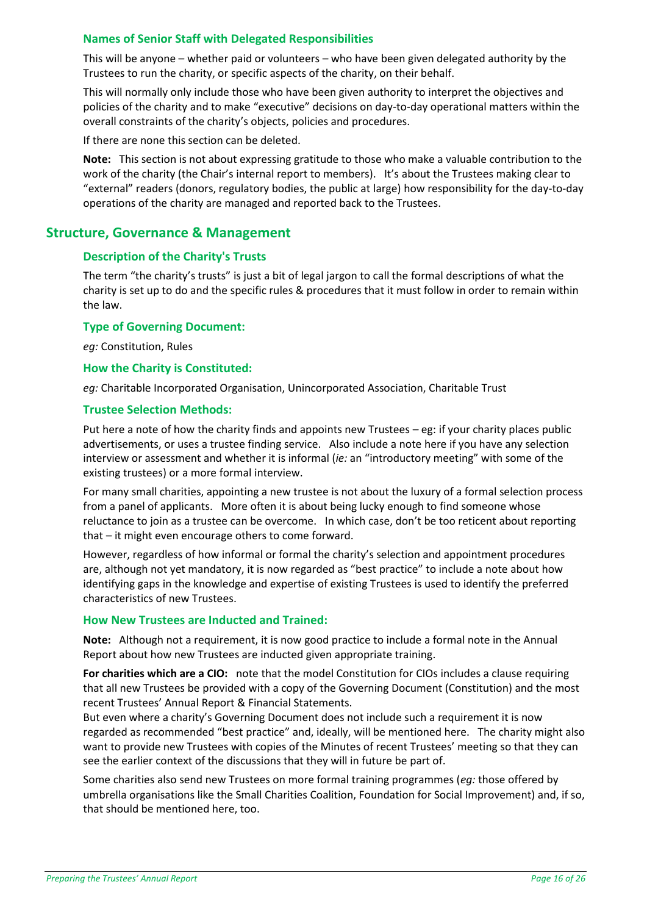### Names of Senior Staff with Delegated Responsibilities

This will be anyone – whether paid or volunteers – who have been given delegated authority by the Trustees to run the charity, or specific aspects of the charity, on their behalf.

This will normally only include those who have been given authority to interpret the objectives and policies of the charity and to make "executive" decisions on day-to-day operational matters within the overall constraints of the charity's objects, policies and procedures.

If there are none this section can be deleted.

**Note:** This section is not about expressing gratitude to those who make a valuable contribution to the work of the charity (the Chair's internal report to members). It's about the Trustees making clear to "external" readers (donors, regulatory bodies, the public at large) how responsibility for the day-to-day operations of the charity are managed and reported back to the Trustees.

## Structure, Governance & Management

### Description of the Charity's Trusts

The term "the charity's trusts" is just a bit of legal jargon to call the formal descriptions of what the charity is set up to do and the specific rules & procedures that it must follow in order to remain within the law.

### Type of Governing Document:

*eg:* Constitution, Rules

### How the Charity is Constituted:

*eg:* Charitable Incorporated Organisation, Unincorporated Association, Charitable Trust

### Trustee Selection Methods:

Put here a note of how the charity finds and appoints new Trustees – eg: if your charity places public advertisements, or uses a trustee finding service. Also include a note here if you have any selection interview or assessment and whether it is informal (*ie:* an "introductory meeting" with some of the existing trustees) or a more formal interview.

For many small charities, appointing a new trustee is not about the luxury of a formal selection process from a panel of applicants. More often it is about being lucky enough to find someone whose reluctance to join as a trustee can be overcome. In which case, don't be too reticent about reporting that – it might even encourage others to come forward.

However, regardless of how informal or formal the charity's selection and appointment procedures are, although not yet mandatory, it is now regarded as "best practice" to include a note about how identifying gaps in the knowledge and expertise of existing Trustees is used to identify the preferred characteristics of new Trustees.

### How New Trustees are Inducted and Trained:

**Note:** Although not a requirement, it is now good practice to include a formal note in the Annual Report about how new Trustees are inducted given appropriate training.

**For charities which are a CIO:** note that the model Constitution for CIOs includes a clause requiring that all new Trustees be provided with a copy of the Governing Document (Constitution) and the most recent Trustees' Annual Report & Financial Statements.
But even where a charity's Governing Document does not include such a requirement it is now regarded as recommended "best practice" and, ideally, will be mentioned here. The charity might also want to provide new Trustees with copies of the Minutes of recent Trustees' meeting so that they can see the earlier context of the discussions that they will in future be part of.

Some charities also send new Trustees on more formal training programmes (*eg:* those offered by umbrella organisations like the Small Charities Coalition, Foundation for Social Improvement) and, if so, that should be mentioned here, too.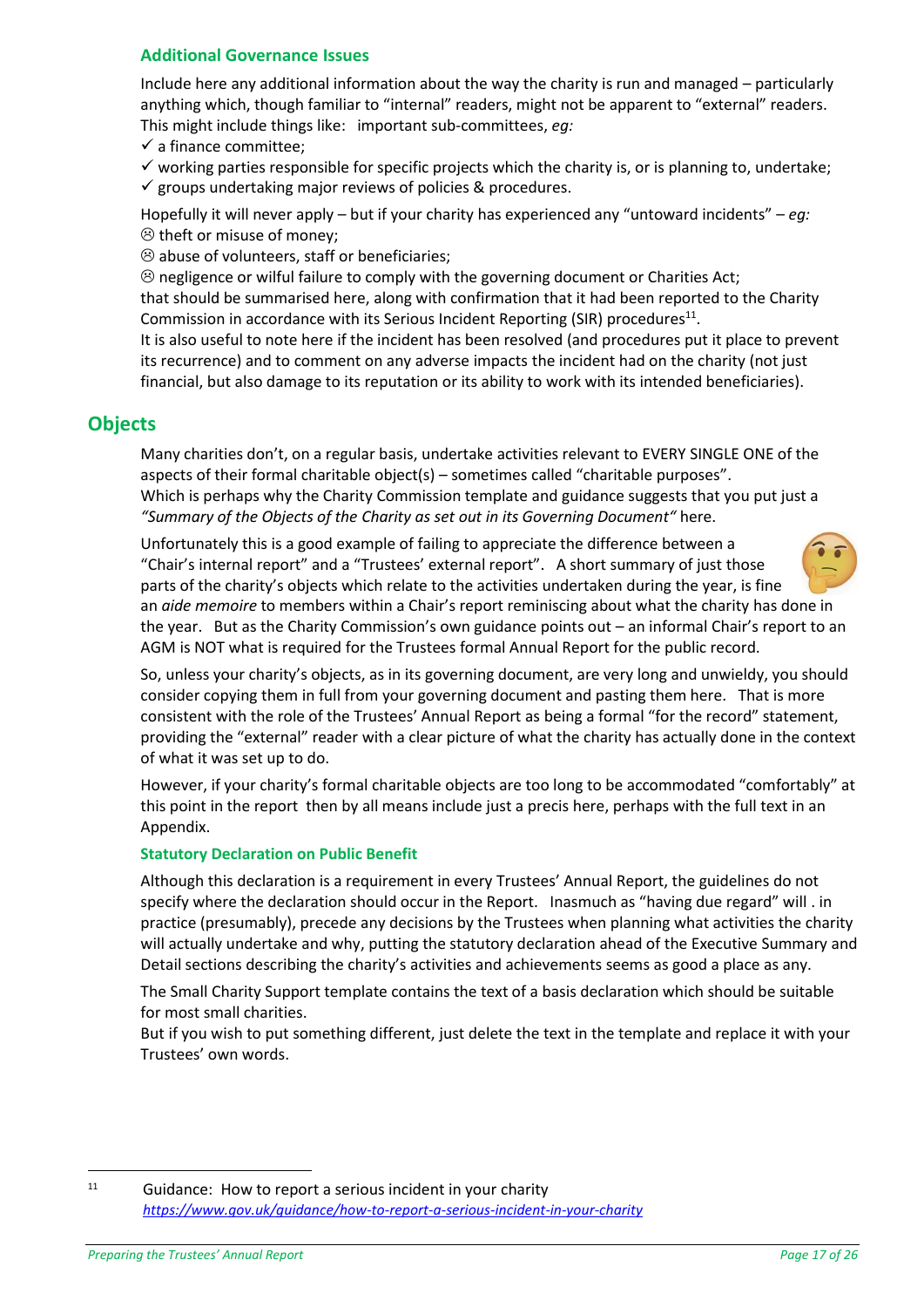### Additional Governance Issues

Include here any additional information about the way the charity is run and managed – particularly anything which, though familiar to "internal" readers, might not be apparent to "external" readers. This might include things like: important sub-committees, *eg:*

- ✓ a finance committee;
- ✓ working parties responsible for specific projects which the charity is, or is planning to, undertake;
- ✓ groups undertaking major reviews of policies & procedures.

Hopefully it will never apply – but if your charity has experienced any "untoward incidents" – *eg:*

- ☹ theft or misuse of money;
- ☹ abuse of volunteers, staff or beneficiaries;
- ☹ negligence or wilful failure to comply with the governing document or Charities Act;

that should be summarised here, along with confirmation that it had been reported to the Charity Commission in accordance with its Serious Incident Reporting (SIR) procedures[11].

It is also useful to note here if the incident has been resolved (and procedures put it place to prevent its recurrence) and to comment on any adverse impacts the incident had on the charity (not just financial, but also damage to its reputation or its ability to work with its intended beneficiaries).

## Objects

Many charities don't, on a regular basis, undertake activities relevant to EVERY SINGLE ONE of the aspects of their formal charitable object(s) – sometimes called "charitable purposes". Which is perhaps why the Charity Commission template and guidance suggests that you put just a *"Summary of the Objects of the Charity as set out in its Governing Document"* here.

Unfortunately this is a good example of failing to appreciate the difference between a "Chair's internal report" and a "Trustees' external report". A short summary of just those parts of the charity's objects which relate to the activities undertaken during the year, is fine an *aide memoire* to members within a Chair's report reminiscing about what the charity has done in the year. But as the Charity Commission's own guidance points out – an informal Chair's report to an AGM is NOT what is required for the Trustees formal Annual Report for the public record.

So, unless your charity's objects, as in its governing document, are very long and unwieldy, you should consider copying them in full from your governing document and pasting them here. That is more consistent with the role of the Trustees' Annual Report as being a formal "for the record" statement, providing the "external" reader with a clear picture of what the charity has actually done in the context of what it was set up to do.

However, if your charity's formal charitable objects are too long to be accommodated "comfortably" at this point in the report then by all means include just a precis here, perhaps with the full text in an Appendix.

### Statutory Declaration on Public Benefit

Although this declaration is a requirement in every Trustees' Annual Report, the guidelines do not specify where the declaration should occur in the Report. Inasmuch as "having due regard" will . in practice (presumably), precede any decisions by the Trustees when planning what activities the charity will actually undertake and why, putting the statutory declaration ahead of the Executive Summary and Detail sections describing the charity's activities and achievements seems as good a place as any.

The Small Charity Support template contains the text of a basis declaration which should be suitable for most small charities.

But if you wish to put something different, just delete the text in the template and replace it with your Trustees' own words.

---

[11] Guidance: How to report a serious incident in your charity
*https://www.gov.uk/guidance/how-to-report-a-serious-incident-in-your-charity*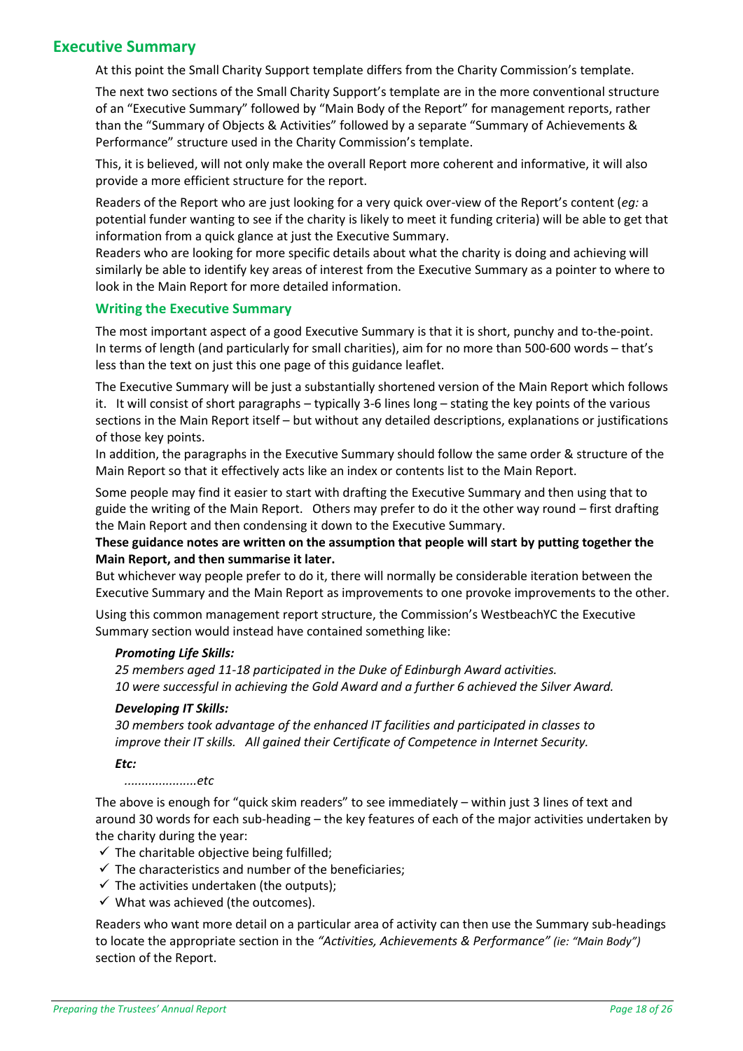## Executive Summary

At this point the Small Charity Support template differs from the Charity Commission's template.

The next two sections of the Small Charity Support's template are in the more conventional structure of an "Executive Summary" followed by "Main Body of the Report" for management reports, rather than the "Summary of Objects & Activities" followed by a separate "Summary of Achievements & Performance" structure used in the Charity Commission's template.

This, it is believed, will not only make the overall Report more coherent and informative, it will also provide a more efficient structure for the report.

Readers of the Report who are just looking for a very quick over-view of the Report's content (*eg:* a potential funder wanting to see if the charity is likely to meet it funding criteria) will be able to get that information from a quick glance at just the Executive Summary.
Readers who are looking for more specific details about what the charity is doing and achieving will similarly be able to identify key areas of interest from the Executive Summary as a pointer to where to look in the Main Report for more detailed information.

### Writing the Executive Summary

The most important aspect of a good Executive Summary is that it is short, punchy and to-the-point. In terms of length (and particularly for small charities), aim for no more than 500-600 words – that's less than the text on just this one page of this guidance leaflet.

The Executive Summary will be just a substantially shortened version of the Main Report which follows it. It will consist of short paragraphs – typically 3-6 lines long – stating the key points of the various sections in the Main Report itself – but without any detailed descriptions, explanations or justifications of those key points.
In addition, the paragraphs in the Executive Summary should follow the same order & structure of the Main Report so that it effectively acts like an index or contents list to the Main Report.

Some people may find it easier to start with drafting the Executive Summary and then using that to guide the writing of the Main Report. Others may prefer to do it the other way round – first drafting the Main Report and then condensing it down to the Executive Summary.
**These guidance notes are written on the assumption that people will start by putting together the Main Report, and then summarise it later.**
But whichever way people prefer to do it, there will normally be considerable iteration between the Executive Summary and the Main Report as improvements to one provoke improvements to the other.

Using this common management report structure, the Commission's WestbeachYC the Executive Summary section would instead have contained something like:

> ***Promoting Life Skills:***
> *25 members aged 11-18 participated in the Duke of Edinburgh Award activities.*
> *10 were successful in achieving the Gold Award and a further 6 achieved the Silver Award.*
>
> ***Developing IT Skills:***
> *30 members took advantage of the enhanced IT facilities and participated in classes to improve their IT skills. All gained their Certificate of Competence in Internet Security.*
>
> ***Etc:***
> *....................etc*

The above is enough for "quick skim readers" to see immediately – within just 3 lines of text and around 30 words for each sub-heading – the key features of each of the major activities undertaken by the charity during the year:

- ✓ The charitable objective being fulfilled;
- ✓ The characteristics and number of the beneficiaries;
- ✓ The activities undertaken (the outputs);
- ✓ What was achieved (the outcomes).

Readers who want more detail on a particular area of activity can then use the Summary sub-headings to locate the appropriate section in the *"Activities, Achievements & Performance" (ie: "Main Body")* section of the Report.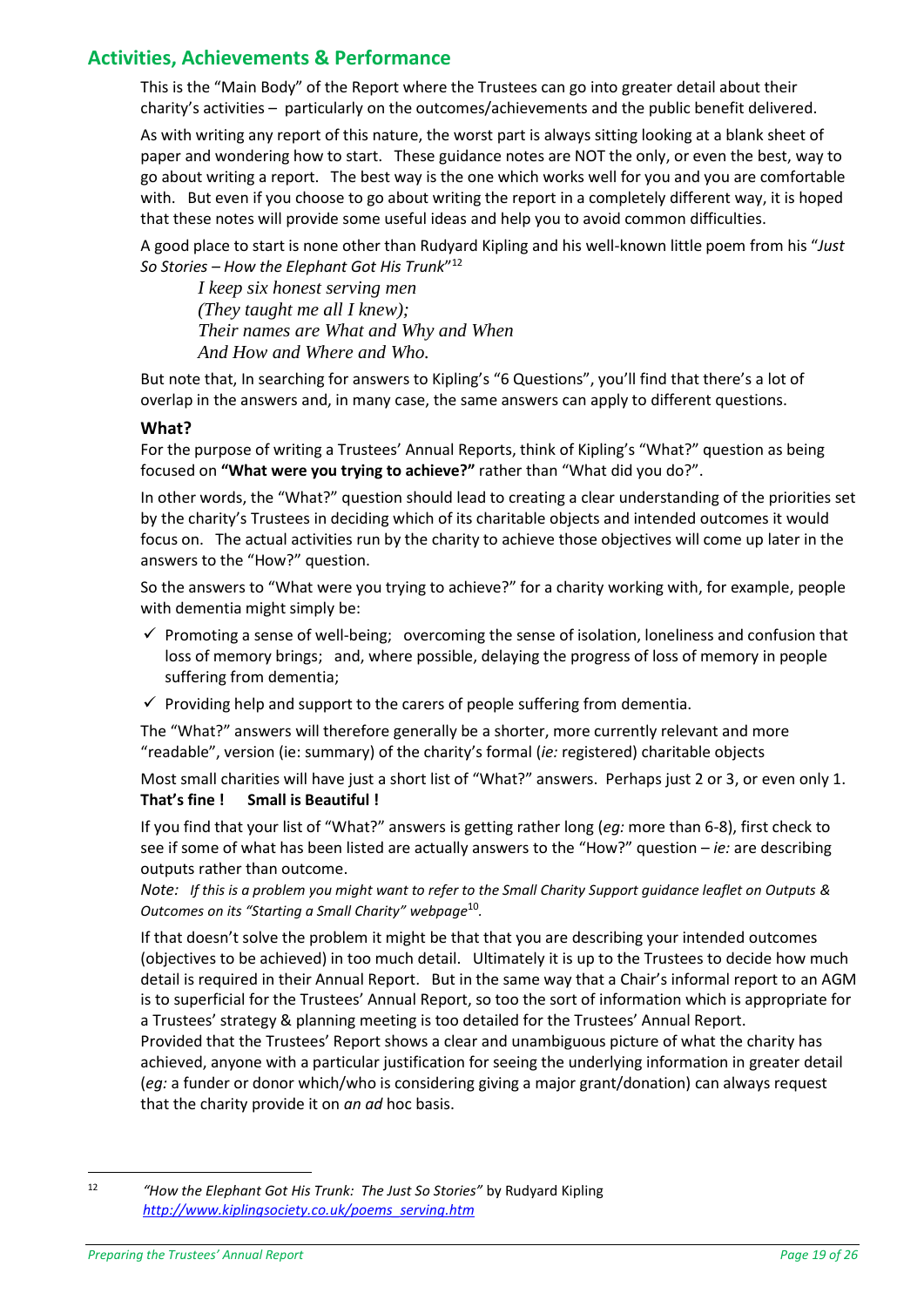## Activities, Achievements & Performance

This is the "Main Body" of the Report where the Trustees can go into greater detail about their charity's activities – particularly on the outcomes/achievements and the public benefit delivered.

As with writing any report of this nature, the worst part is always sitting looking at a blank sheet of paper and wondering how to start. These guidance notes are NOT the only, or even the best, way to go about writing a report. The best way is the one which works well for you and you are comfortable with. But even if you choose to go about writing the report in a completely different way, it is hoped that these notes will provide some useful ideas and help you to avoid common difficulties.

A good place to start is none other than Rudyard Kipling and his well-known little poem from his "*Just So Stories – How the Elephant Got His Trunk*"[12]

> *I keep six honest serving men*
> *(They taught me all I knew);*
> *Their names are What and Why and When*
> *And How and Where and Who.*

But note that, In searching for answers to Kipling's "6 Questions", you'll find that there's a lot of overlap in the answers and, in many case, the same answers can apply to different questions.

### What?

For the purpose of writing a Trustees' Annual Reports, think of Kipling's "What?" question as being focused on **"What were you trying to achieve?"** rather than "What did you do?".

In other words, the "What?" question should lead to creating a clear understanding of the priorities set by the charity's Trustees in deciding which of its charitable objects and intended outcomes it would focus on. The actual activities run by the charity to achieve those objectives will come up later in the answers to the "How?" question.

So the answers to "What were you trying to achieve?" for a charity working with, for example, people with dementia might simply be:

- ✓ Promoting a sense of well-being; overcoming the sense of isolation, loneliness and confusion that loss of memory brings; and, where possible, delaying the progress of loss of memory in people suffering from dementia;
- ✓ Providing help and support to the carers of people suffering from dementia.

The "What?" answers will therefore generally be a shorter, more currently relevant and more "readable", version (ie: summary) of the charity's formal (*ie:* registered) charitable objects

Most small charities will have just a short list of "What?" answers. Perhaps just 2 or 3, or even only 1. **That's fine ! Small is Beautiful !**

If you find that your list of "What?" answers is getting rather long (*eg:* more than 6-8), first check to see if some of what has been listed are actually answers to the "How?" question – *ie:* are describing outputs rather than outcome.

*Note: If this is a problem you might want to refer to the Small Charity Support guidance leaflet on Outputs & Outcomes on its "Starting a Small Charity" webpage*[10]*.*

If that doesn't solve the problem it might be that that you are describing your intended outcomes (objectives to be achieved) in too much detail. Ultimately it is up to the Trustees to decide how much detail is required in their Annual Report. But in the same way that a Chair's informal report to an AGM is to superficial for the Trustees' Annual Report, so too the sort of information which is appropriate for a Trustees' strategy & planning meeting is too detailed for the Trustees' Annual Report.
Provided that the Trustees' Report shows a clear and unambiguous picture of what the charity has achieved, anyone with a particular justification for seeing the underlying information in greater detail (*eg:* a funder or donor which/who is considering giving a major grant/donation) can always request that the charity provide it on *an ad* hoc basis.

---

[12] *"How the Elephant Got His Trunk: The Just So Stories"* by Rudyard Kipling
*http://www.kiplingsociety.co.uk/poems_serving.htm*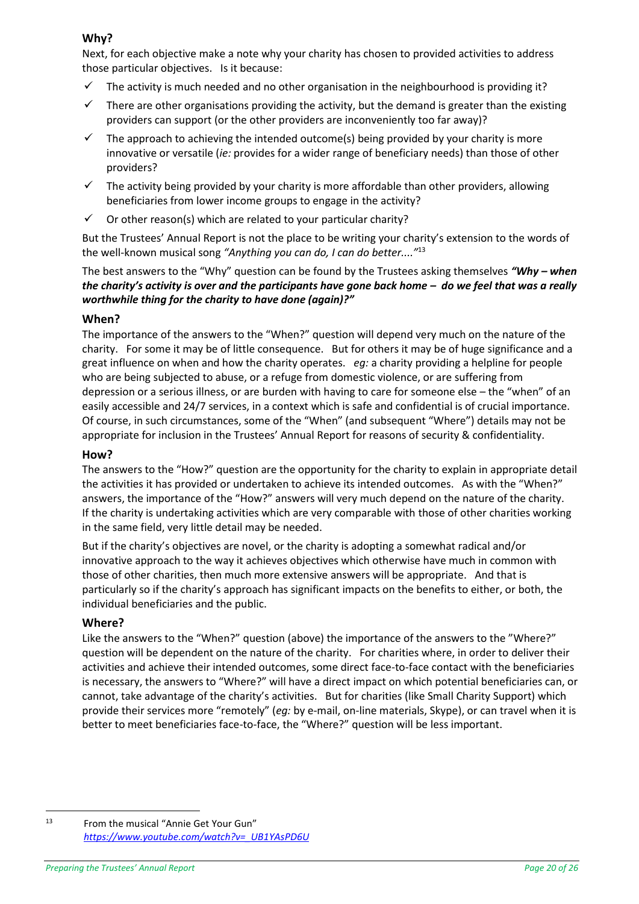### Why?

Next, for each objective make a note why your charity has chosen to provided activities to address those particular objectives. Is it because:

- ✓ The activity is much needed and no other organisation in the neighbourhood is providing it?
- ✓ There are other organisations providing the activity, but the demand is greater than the existing providers can support (or the other providers are inconveniently too far away)?
- ✓ The approach to achieving the intended outcome(s) being provided by your charity is more innovative or versatile (*ie:* provides for a wider range of beneficiary needs) than those of other providers?
- ✓ The activity being provided by your charity is more affordable than other providers, allowing beneficiaries from lower income groups to engage in the activity?
- ✓ Or other reason(s) which are related to your particular charity?

But the Trustees' Annual Report is not the place to be writing your charity's extension to the words of the well-known musical song *"Anything you can do, I can do better...."*[13]

The best answers to the "Why" question can be found by the Trustees asking themselves ***"Why – when the charity's activity is over and the participants have gone back home – do we feel that was a really worthwhile thing for the charity to have done (again)?"***

### When?

The importance of the answers to the "When?" question will depend very much on the nature of the charity. For some it may be of little consequence. But for others it may be of huge significance and a great influence on when and how the charity operates. *eg:* a charity providing a helpline for people who are being subjected to abuse, or a refuge from domestic violence, or are suffering from depression or a serious illness, or are burden with having to care for someone else – the "when" of an easily accessible and 24/7 services, in a context which is safe and confidential is of crucial importance. Of course, in such circumstances, some of the "When" (and subsequent "Where") details may not be appropriate for inclusion in the Trustees' Annual Report for reasons of security & confidentiality.

### How?

The answers to the "How?" question are the opportunity for the charity to explain in appropriate detail the activities it has provided or undertaken to achieve its intended outcomes. As with the "When?" answers, the importance of the "How?" answers will very much depend on the nature of the charity. If the charity is undertaking activities which are very comparable with those of other charities working in the same field, very little detail may be needed.

But if the charity's objectives are novel, or the charity is adopting a somewhat radical and/or innovative approach to the way it achieves objectives which otherwise have much in common with those of other charities, then much more extensive answers will be appropriate. And that is particularly so if the charity's approach has significant impacts on the benefits to either, or both, the individual beneficiaries and the public.

### Where?

Like the answers to the "When?" question (above) the importance of the answers to the "Where?" question will be dependent on the nature of the charity. For charities where, in order to deliver their activities and achieve their intended outcomes, some direct face-to-face contact with the beneficiaries is necessary, the answers to "Where?" will have a direct impact on which potential beneficiaries can, or cannot, take advantage of the charity's activities. But for charities (like Small Charity Support) which provide their services more "remotely" (*eg:* by e-mail, on-line materials, Skype), or can travel when it is better to meet beneficiaries face-to-face, the "Where?" question will be less important.

---

[13] From the musical "Annie Get Your Gun" *https://www.youtube.com/watch?v=_UB1YAsPD6U*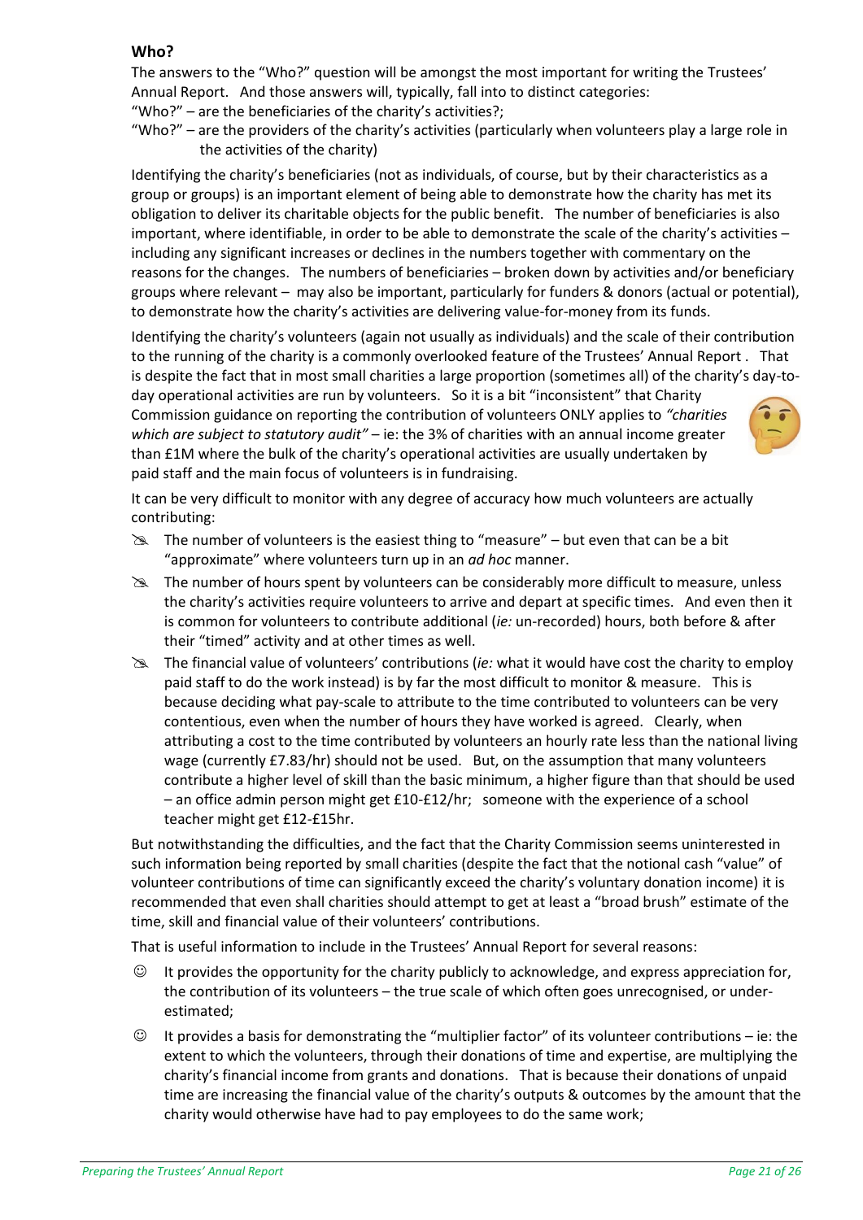**Who?**

The answers to the "Who?" question will be amongst the most important for writing the Trustees' Annual Report. And those answers will, typically, fall into to distinct categories:

"Who?" – are the beneficiaries of the charity's activities?;

"Who?" – are the providers of the charity's activities (particularly when volunteers play a large role in the activities of the charity)

Identifying the charity's beneficiaries (not as individuals, of course, but by their characteristics as a group or groups) is an important element of being able to demonstrate how the charity has met its obligation to deliver its charitable objects for the public benefit. The number of beneficiaries is also important, where identifiable, in order to be able to demonstrate the scale of the charity's activities – including any significant increases or declines in the numbers together with commentary on the reasons for the changes. The numbers of beneficiaries – broken down by activities and/or beneficiary groups where relevant – may also be important, particularly for funders & donors (actual or potential), to demonstrate how the charity's activities are delivering value-for-money from its funds.

Identifying the charity's volunteers (again not usually as individuals) and the scale of their contribution to the running of the charity is a commonly overlooked feature of the Trustees' Annual Report . That is despite the fact that in most small charities a large proportion (sometimes all) of the charity's day-to-day operational activities are run by volunteers. So it is a bit "inconsistent" that Charity Commission guidance on reporting the contribution of volunteers ONLY applies to *"charities which are subject to statutory audit"* – ie: the 3% of charities with an annual income greater than £1M where the bulk of the charity's operational activities are usually undertaken by paid staff and the main focus of volunteers is in fundraising.

It can be very difficult to monitor with any degree of accuracy how much volunteers are actually contributing:

- The number of volunteers is the easiest thing to "measure" – but even that can be a bit "approximate" where volunteers turn up in an *ad hoc* manner.
- The number of hours spent by volunteers can be considerably more difficult to measure, unless the charity's activities require volunteers to arrive and depart at specific times. And even then it is common for volunteers to contribute additional (*ie:* un-recorded) hours, both before & after their "timed" activity and at other times as well.
- The financial value of volunteers' contributions (*ie:* what it would have cost the charity to employ paid staff to do the work instead) is by far the most difficult to monitor & measure. This is because deciding what pay-scale to attribute to the time contributed to volunteers can be very contentious, even when the number of hours they have worked is agreed. Clearly, when attributing a cost to the time contributed by volunteers an hourly rate less than the national living wage (currently £7.83/hr) should not be used. But, on the assumption that many volunteers contribute a higher level of skill than the basic minimum, a higher figure than that should be used – an office admin person might get £10-£12/hr; someone with the experience of a school teacher might get £12-£15hr.

But notwithstanding the difficulties, and the fact that the Charity Commission seems uninterested in such information being reported by small charities (despite the fact that the notional cash "value" of volunteer contributions of time can significantly exceed the charity's voluntary donation income) it is recommended that even shall charities should attempt to get at least a "broad brush" estimate of the time, skill and financial value of their volunteers' contributions.

That is useful information to include in the Trustees' Annual Report for several reasons:

- ☺ It provides the opportunity for the charity publicly to acknowledge, and express appreciation for, the contribution of its volunteers – the true scale of which often goes unrecognised, or under-estimated;
- ☺ It provides a basis for demonstrating the "multiplier factor" of its volunteer contributions – ie: the extent to which the volunteers, through their donations of time and expertise, are multiplying the charity's financial income from grants and donations. That is because their donations of unpaid time are increasing the financial value of the charity's outputs & outcomes by the amount that the charity would otherwise have had to pay employees to do the same work;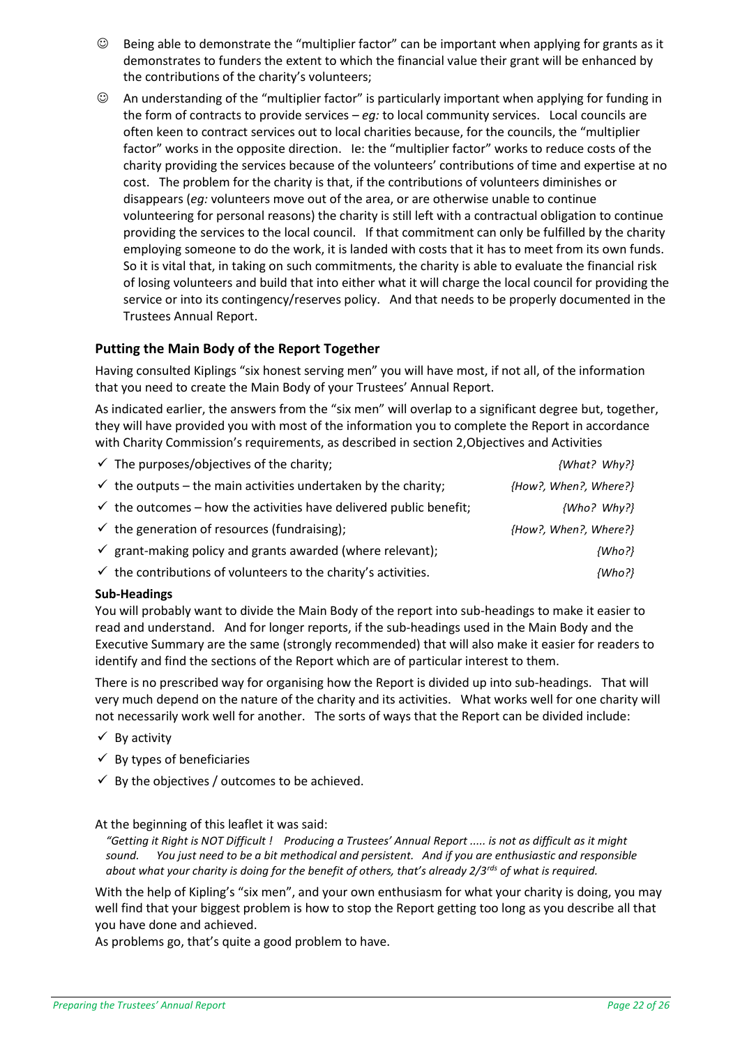- ☺ Being able to demonstrate the "multiplier factor" can be important when applying for grants as it demonstrates to funders the extent to which the financial value their grant will be enhanced by the contributions of the charity's volunteers;
- ☺ An understanding of the "multiplier factor" is particularly important when applying for funding in the form of contracts to provide services – *eg:* to local community services. Local councils are often keen to contract services out to local charities because, for the councils, the "multiplier factor" works in the opposite direction. Ie: the "multiplier factor" works to reduce costs of the charity providing the services because of the volunteers' contributions of time and expertise at no cost. The problem for the charity is that, if the contributions of volunteers diminishes or disappears (*eg:* volunteers move out of the area, or are otherwise unable to continue volunteering for personal reasons) the charity is still left with a contractual obligation to continue providing the services to the local council. If that commitment can only be fulfilled by the charity employing someone to do the work, it is landed with costs that it has to meet from its own funds. So it is vital that, in taking on such commitments, the charity is able to evaluate the financial risk of losing volunteers and build that into either what it will charge the local council for providing the service or into its contingency/reserves policy. And that needs to be properly documented in the Trustees Annual Report.

### Putting the Main Body of the Report Together

Having consulted Kiplings "six honest serving men" you will have most, if not all, of the information that you need to create the Main Body of your Trustees' Annual Report.

As indicated earlier, the answers from the "six men" will overlap to a significant degree but, together, they will have provided you with most of the information you to complete the Report in accordance with Charity Commission's requirements, as described in section 2,Objectives and Activities

| | |
|---|---|
| ✓ The purposes/objectives of the charity; | *{What? Why?}* |
| ✓ the outputs – the main activities undertaken by the charity; | *{How?, When?, Where?}* |
| ✓ the outcomes – how the activities have delivered public benefit; | *{Who? Why?}* |
| ✓ the generation of resources (fundraising); | *{How?, When?, Where?}* |
| ✓ grant-making policy and grants awarded (where relevant); | *{Who?}* |
| ✓ the contributions of volunteers to the charity's activities. | *{Who?}* |

**Sub-Headings**

You will probably want to divide the Main Body of the report into sub-headings to make it easier to read and understand. And for longer reports, if the sub-headings used in the Main Body and the Executive Summary are the same (strongly recommended) that will also make it easier for readers to identify and find the sections of the Report which are of particular interest to them.

There is no prescribed way for organising how the Report is divided up into sub-headings. That will very much depend on the nature of the charity and its activities. What works well for one charity will not necessarily work well for another. The sorts of ways that the Report can be divided include:

- ✓ By activity
- ✓ By types of beneficiaries
- ✓ By the objectives / outcomes to be achieved.

At the beginning of this leaflet it was said:

> *"Getting it Right is NOT Difficult ! Producing a Trustees' Annual Report ..... is not as difficult as it might sound. You just need to be a bit methodical and persistent. And if you are enthusiastic and responsible about what your charity is doing for the benefit of others, that's already 2/3rds of what is required.*

With the help of Kipling's "six men", and your own enthusiasm for what your charity is doing, you may well find that your biggest problem is how to stop the Report getting too long as you describe all that you have done and achieved.

As problems go, that's quite a good problem to have.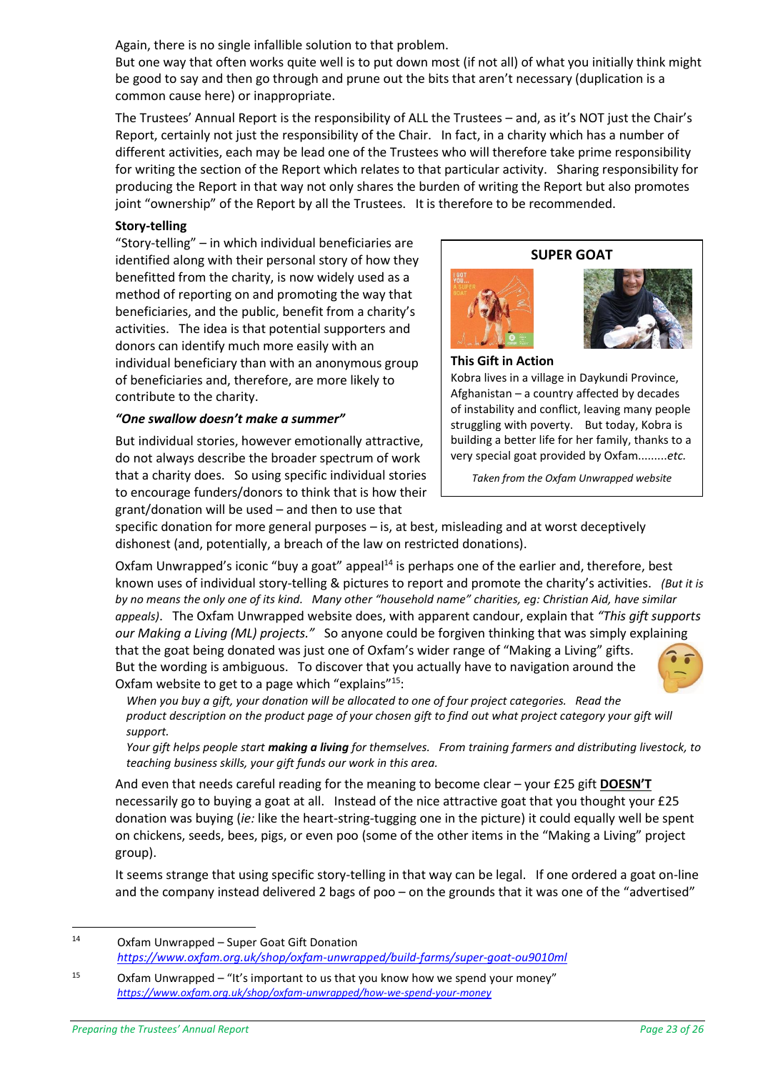Again, there is no single infallible solution to that problem.
But one way that often works quite well is to put down most (if not all) of what you initially think might be good to say and then go through and prune out the bits that aren't necessary (duplication is a common cause here) or inappropriate.

The Trustees' Annual Report is the responsibility of ALL the Trustees – and, as it's NOT just the Chair's Report, certainly not just the responsibility of the Chair. In fact, in a charity which has a number of different activities, each may be lead one of the Trustees who will therefore take prime responsibility for writing the section of the Report which relates to that particular activity. Sharing responsibility for producing the Report in that way not only shares the burden of writing the Report but also promotes joint "ownership" of the Report by all the Trustees. It is therefore to be recommended.

**Story-telling**

"Story-telling" – in which individual beneficiaries are identified along with their personal story of how they benefitted from the charity, is now widely used as a method of reporting on and promoting the way that beneficiaries, and the public, benefit from a charity's activities. The idea is that potential supporters and donors can identify much more easily with an individual beneficiary than with an anonymous group of beneficiaries and, therefore, are more likely to contribute to the charity.

> **SUPER GOAT**
>
> **This Gift in Action**
> Kobra lives in a village in Daykundi Province, Afghanistan – a country affected by decades of instability and conflict, leaving many people struggling with poverty. But today, Kobra is building a better life for her family, thanks to a very special goat provided by Oxfam.........*etc.*
>
> *Taken from the Oxfam Unwrapped website*

***"One swallow doesn't make a summer"***

But individual stories, however emotionally attractive, do not always describe the broader spectrum of work that a charity does. So using specific individual stories to encourage funders/donors to think that is how their grant/donation will be used – and then to use that specific donation for more general purposes – is, at best, misleading and at worst deceptively dishonest (and, potentially, a breach of the law on restricted donations).

Oxfam Unwrapped's iconic "buy a goat" appeal[14] is perhaps one of the earlier and, therefore, best known uses of individual story-telling & pictures to report and promote the charity's activities. *(But it is by no means the only one of its kind. Many other "household name" charities, eg: Christian Aid, have similar appeals)*. The Oxfam Unwrapped website does, with apparent candour, explain that *"This gift supports our Making a Living (ML) projects."* So anyone could be forgiven thinking that was simply explaining that the goat being donated was just one of Oxfam's wider range of "Making a Living" gifts. But the wording is ambiguous. To discover that you actually have to navigation around the Oxfam website to get to a page which "explains"[15]:

> *When you buy a gift, your donation will be allocated to one of four project categories. Read the product description on the product page of your chosen gift to find out what project category your gift will support.*
> *Your gift helps people start **making a living** for themselves. From training farmers and distributing livestock, to teaching business skills, your gift funds our work in this area.*

And even that needs careful reading for the meaning to become clear – your £25 gift **DOESN'T** necessarily go to buying a goat at all. Instead of the nice attractive goat that you thought your £25 donation was buying (*ie:* like the heart-string-tugging one in the picture) it could equally well be spent on chickens, seeds, bees, pigs, or even poo (some of the other items in the "Making a Living" project group).

It seems strange that using specific story-telling in that way can be legal. If one ordered a goat on-line and the company instead delivered 2 bags of poo – on the grounds that it was one of the "advertised"

---

14 Oxfam Unwrapped – Super Goat Gift Donation *https://www.oxfam.org.uk/shop/oxfam-unwrapped/build-farms/super-goat-ou9010ml*

15 Oxfam Unwrapped – "It's important to us that you know how we spend your money" *https://www.oxfam.org.uk/shop/oxfam-unwrapped/how-we-spend-your-money*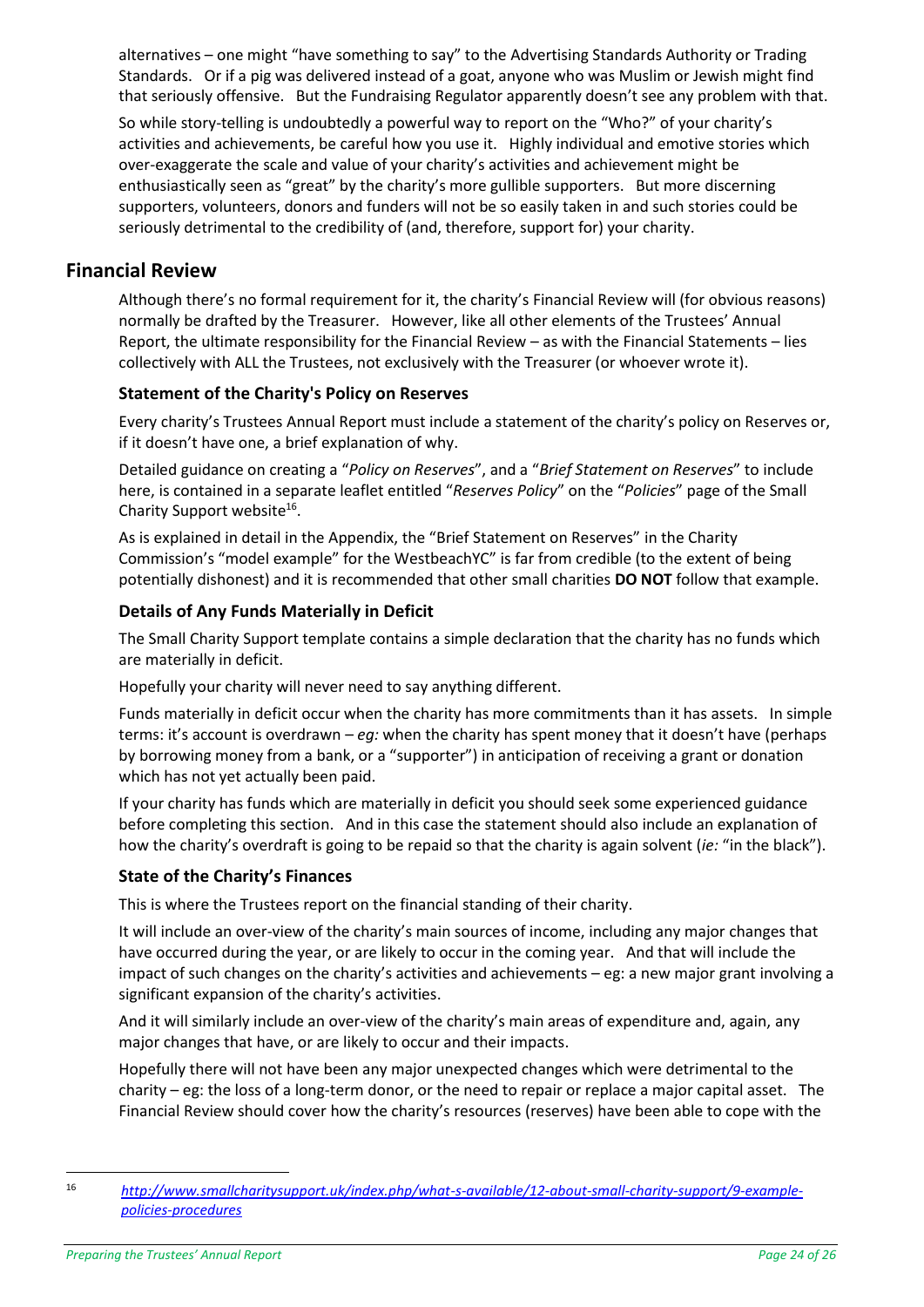alternatives – one might "have something to say" to the Advertising Standards Authority or Trading Standards. Or if a pig was delivered instead of a goat, anyone who was Muslim or Jewish might find that seriously offensive. But the Fundraising Regulator apparently doesn't see any problem with that.

So while story-telling is undoubtedly a powerful way to report on the "Who?" of your charity's activities and achievements, be careful how you use it. Highly individual and emotive stories which over-exaggerate the scale and value of your charity's activities and achievement might be enthusiastically seen as "great" by the charity's more gullible supporters. But more discerning supporters, volunteers, donors and funders will not be so easily taken in and such stories could be seriously detrimental to the credibility of (and, therefore, support for) your charity.

## Financial Review

Although there's no formal requirement for it, the charity's Financial Review will (for obvious reasons) normally be drafted by the Treasurer. However, like all other elements of the Trustees' Annual Report, the ultimate responsibility for the Financial Review – as with the Financial Statements – lies collectively with ALL the Trustees, not exclusively with the Treasurer (or whoever wrote it).

### Statement of the Charity's Policy on Reserves

Every charity's Trustees Annual Report must include a statement of the charity's policy on Reserves or, if it doesn't have one, a brief explanation of why.

Detailed guidance on creating a "*Policy on Reserves*", and a "*Brief Statement on Reserves*" to include here, is contained in a separate leaflet entitled "*Reserves Policy*" on the "*Policies*" page of the Small Charity Support website[16].

As is explained in detail in the Appendix, the "Brief Statement on Reserves" in the Charity Commission's "model example" for the WestbeachYC" is far from credible (to the extent of being potentially dishonest) and it is recommended that other small charities **DO NOT** follow that example.

### Details of Any Funds Materially in Deficit

The Small Charity Support template contains a simple declaration that the charity has no funds which are materially in deficit.

Hopefully your charity will never need to say anything different.

Funds materially in deficit occur when the charity has more commitments than it has assets. In simple terms: it's account is overdrawn – *eg:* when the charity has spent money that it doesn't have (perhaps by borrowing money from a bank, or a "supporter") in anticipation of receiving a grant or donation which has not yet actually been paid.

If your charity has funds which are materially in deficit you should seek some experienced guidance before completing this section. And in this case the statement should also include an explanation of how the charity's overdraft is going to be repaid so that the charity is again solvent (*ie:* "in the black").

### State of the Charity's Finances

This is where the Trustees report on the financial standing of their charity.

It will include an over-view of the charity's main sources of income, including any major changes that have occurred during the year, or are likely to occur in the coming year. And that will include the impact of such changes on the charity's activities and achievements – eg: a new major grant involving a significant expansion of the charity's activities.

And it will similarly include an over-view of the charity's main areas of expenditure and, again, any major changes that have, or are likely to occur and their impacts.

Hopefully there will not have been any major unexpected changes which were detrimental to the charity – eg: the loss of a long-term donor, or the need to repair or replace a major capital asset. The Financial Review should cover how the charity's resources (reserves) have been able to cope with the

---

[16] *http://www.smallcharitysupport.uk/index.php/what-s-available/12-about-small-charity-support/9-example-policies-procedures*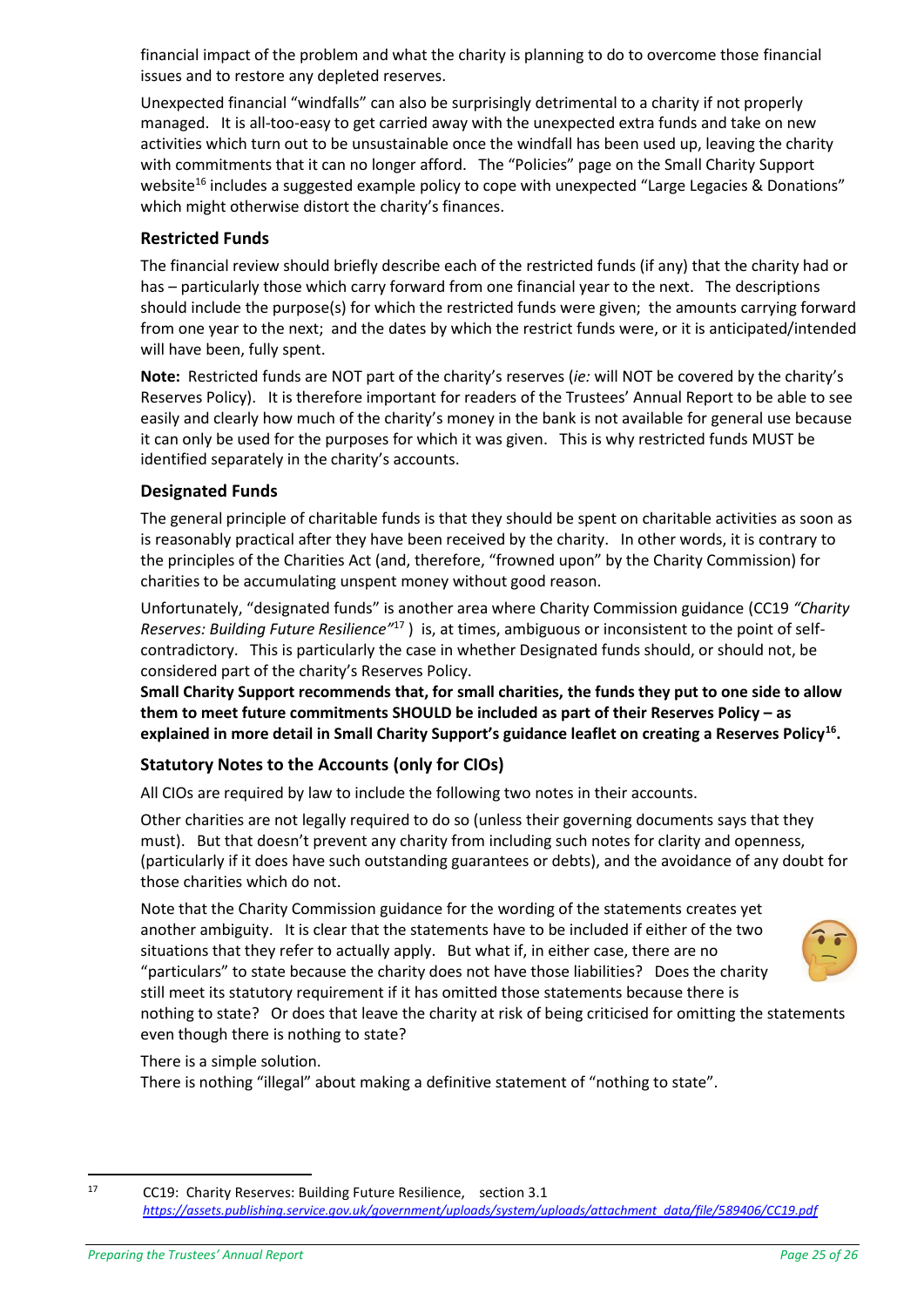financial impact of the problem and what the charity is planning to do to overcome those financial issues and to restore any depleted reserves.

Unexpected financial "windfalls" can also be surprisingly detrimental to a charity if not properly managed. It is all-too-easy to get carried away with the unexpected extra funds and take on new activities which turn out to be unsustainable once the windfall has been used up, leaving the charity with commitments that it can no longer afford. The "Policies" page on the Small Charity Support website[16] includes a suggested example policy to cope with unexpected "Large Legacies & Donations" which might otherwise distort the charity's finances.

### Restricted Funds

The financial review should briefly describe each of the restricted funds (if any) that the charity had or has – particularly those which carry forward from one financial year to the next. The descriptions should include the purpose(s) for which the restricted funds were given; the amounts carrying forward from one year to the next; and the dates by which the restrict funds were, or it is anticipated/intended will have been, fully spent.

**Note:** Restricted funds are NOT part of the charity's reserves (*ie:* will NOT be covered by the charity's Reserves Policy). It is therefore important for readers of the Trustees' Annual Report to be able to see easily and clearly how much of the charity's money in the bank is not available for general use because it can only be used for the purposes for which it was given. This is why restricted funds MUST be identified separately in the charity's accounts.

### Designated Funds

The general principle of charitable funds is that they should be spent on charitable activities as soon as is reasonably practical after they have been received by the charity. In other words, it is contrary to the principles of the Charities Act (and, therefore, "frowned upon" by the Charity Commission) for charities to be accumulating unspent money without good reason.

Unfortunately, "designated funds" is another area where Charity Commission guidance (CC19 *"Charity Reserves: Building Future Resilience"*[17] ) is, at times, ambiguous or inconsistent to the point of self-contradictory. This is particularly the case in whether Designated funds should, or should not, be considered part of the charity's Reserves Policy.

**Small Charity Support recommends that, for small charities, the funds they put to one side to allow them to meet future commitments SHOULD be included as part of their Reserves Policy – as explained in more detail in Small Charity Support's guidance leaflet on creating a Reserves Policy[16].**

### Statutory Notes to the Accounts (only for CIOs)

All CIOs are required by law to include the following two notes in their accounts.

Other charities are not legally required to do so (unless their governing documents says that they must). But that doesn't prevent any charity from including such notes for clarity and openness, (particularly if it does have such outstanding guarantees or debts), and the avoidance of any doubt for those charities which do not.

Note that the Charity Commission guidance for the wording of the statements creates yet another ambiguity. It is clear that the statements have to be included if either of the two situations that they refer to actually apply. But what if, in either case, there are no "particulars" to state because the charity does not have those liabilities? Does the charity still meet its statutory requirement if it has omitted those statements because there is nothing to state? Or does that leave the charity at risk of being criticised for omitting the statements even though there is nothing to state?

There is a simple solution.
There is nothing "illegal" about making a definitive statement of "nothing to state".

---

[17] CC19: Charity Reserves: Building Future Resilience, section 3.1 *https://assets.publishing.service.gov.uk/government/uploads/system/uploads/attachment_data/file/589406/CC19.pdf*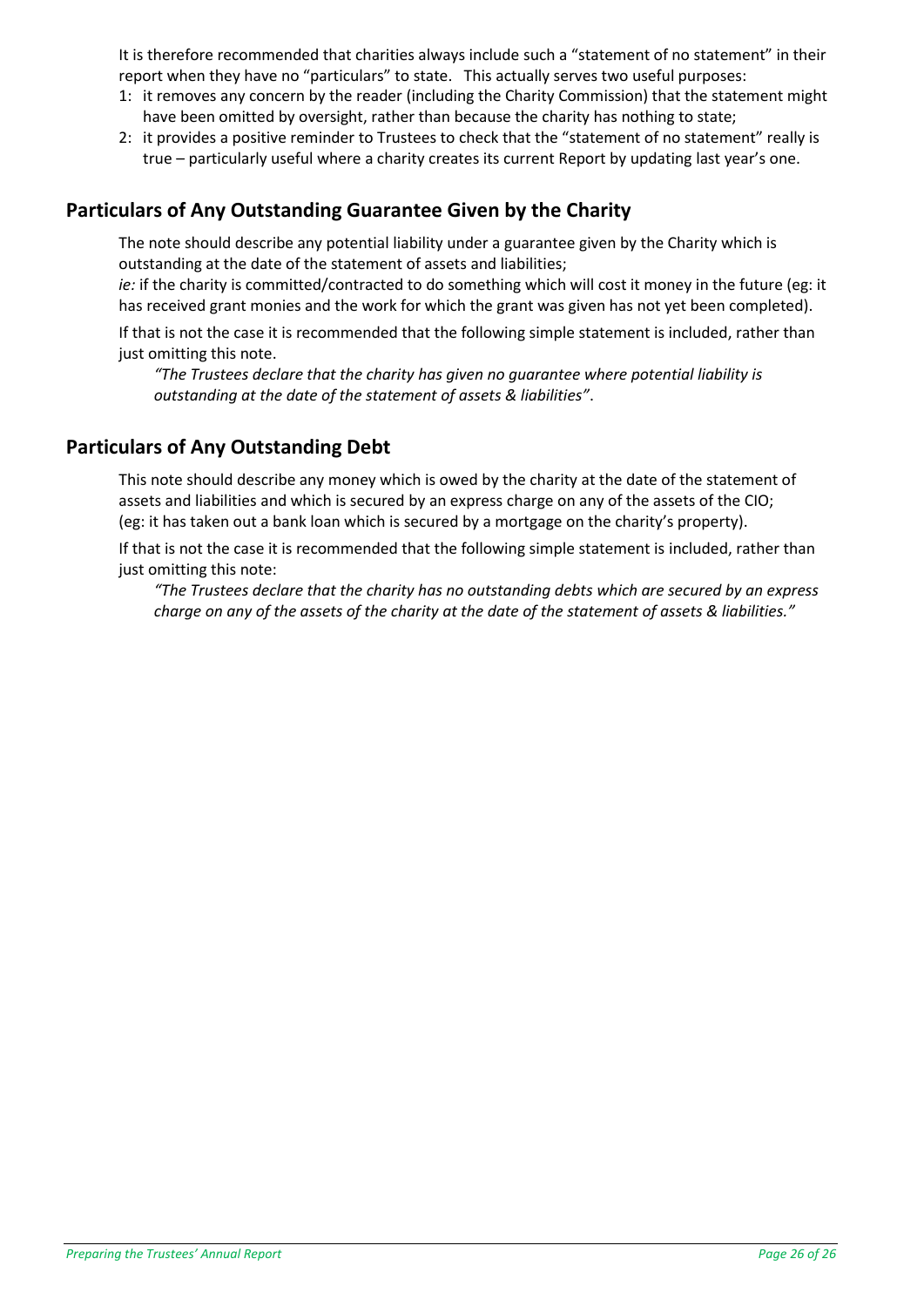It is therefore recommended that charities always include such a "statement of no statement" in their report when they have no "particulars" to state. This actually serves two useful purposes:

1: it removes any concern by the reader (including the Charity Commission) that the statement might have been omitted by oversight, rather than because the charity has nothing to state;
2: it provides a positive reminder to Trustees to check that the "statement of no statement" really is true – particularly useful where a charity creates its current Report by updating last year's one.

## Particulars of Any Outstanding Guarantee Given by the Charity

The note should describe any potential liability under a guarantee given by the Charity which is outstanding at the date of the statement of assets and liabilities;
*ie:* if the charity is committed/contracted to do something which will cost it money in the future (eg: it has received grant monies and the work for which the grant was given has not yet been completed).

If that is not the case it is recommended that the following simple statement is included, rather than just omitting this note.

*"The Trustees declare that the charity has given no guarantee where potential liability is outstanding at the date of the statement of assets & liabilities"*.

## Particulars of Any Outstanding Debt

This note should describe any money which is owed by the charity at the date of the statement of assets and liabilities and which is secured by an express charge on any of the assets of the CIO; (eg: it has taken out a bank loan which is secured by a mortgage on the charity's property).

If that is not the case it is recommended that the following simple statement is included, rather than just omitting this note:

*"The Trustees declare that the charity has no outstanding debts which are secured by an express charge on any of the assets of the charity at the date of the statement of assets & liabilities."*